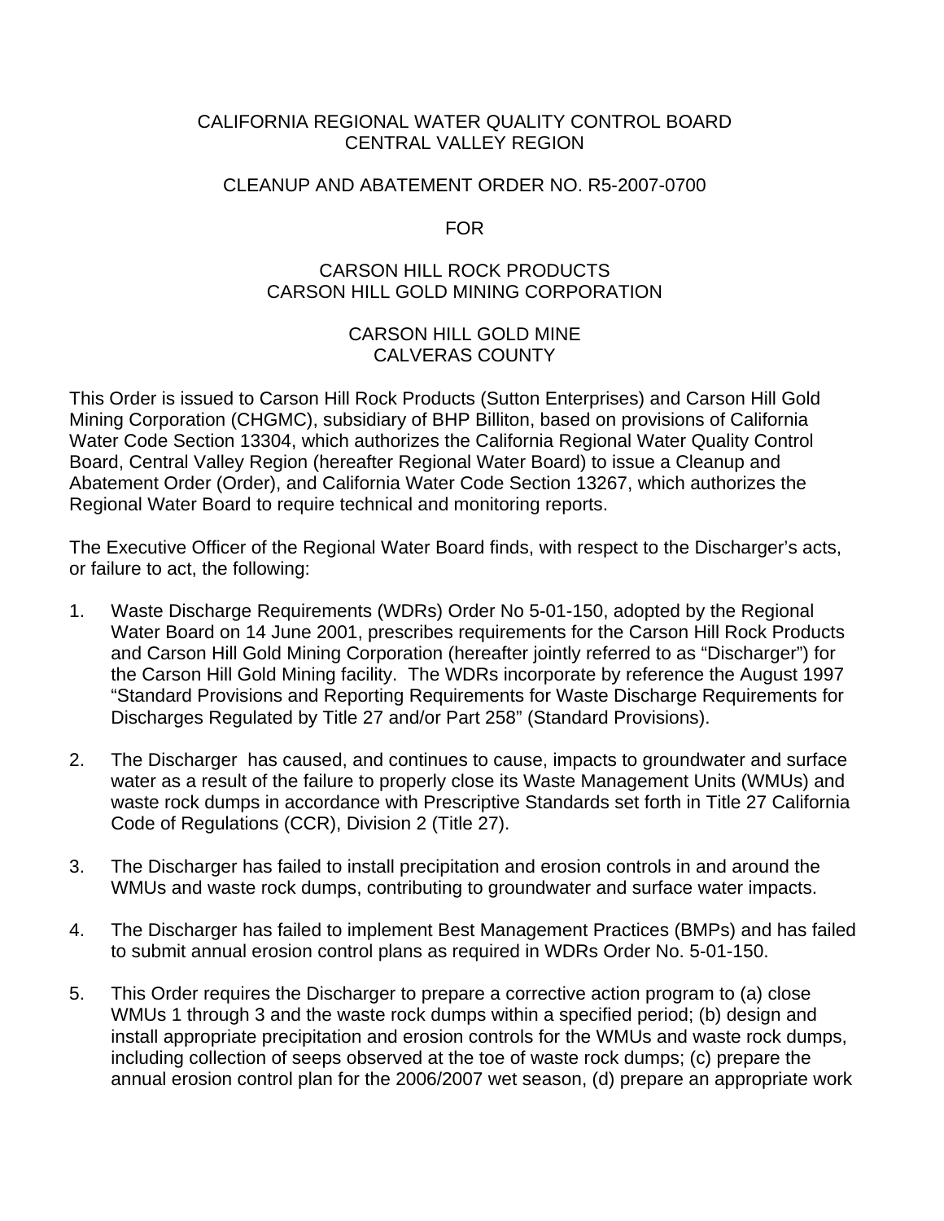CALIFORNIA REGIONAL WATER QUALITY CONTROL BOARD
CENTRAL VALLEY REGION

CLEANUP AND ABATEMENT ORDER NO. R5-2007-0700

FOR

CARSON HILL ROCK PRODUCTS
CARSON HILL GOLD MINING CORPORATION

CARSON HILL GOLD MINE
CALVERAS COUNTY

This Order is issued to Carson Hill Rock Products (Sutton Enterprises) and Carson Hill Gold Mining Corporation (CHGMC), subsidiary of BHP Billiton, based on provisions of California Water Code Section 13304, which authorizes the California Regional Water Quality Control Board, Central Valley Region (hereafter Regional Water Board) to issue a Cleanup and Abatement Order (Order), and California Water Code Section 13267, which authorizes the Regional Water Board to require technical and monitoring reports.

The Executive Officer of the Regional Water Board finds, with respect to the Discharger's acts, or failure to act, the following:

1. Waste Discharge Requirements (WDRs) Order No 5-01-150, adopted by the Regional Water Board on 14 June 2001, prescribes requirements for the Carson Hill Rock Products and Carson Hill Gold Mining Corporation (hereafter jointly referred to as "Discharger") for the Carson Hill Gold Mining facility. The WDRs incorporate by reference the August 1997 "Standard Provisions and Reporting Requirements for Waste Discharge Requirements for Discharges Regulated by Title 27 and/or Part 258" (Standard Provisions).

2. The Discharger has caused, and continues to cause, impacts to groundwater and surface water as a result of the failure to properly close its Waste Management Units (WMUs) and waste rock dumps in accordance with Prescriptive Standards set forth in Title 27 California Code of Regulations (CCR), Division 2 (Title 27).

3. The Discharger has failed to install precipitation and erosion controls in and around the WMUs and waste rock dumps, contributing to groundwater and surface water impacts.

4. The Discharger has failed to implement Best Management Practices (BMPs) and has failed to submit annual erosion control plans as required in WDRs Order No. 5-01-150.

5. This Order requires the Discharger to prepare a corrective action program to (a) close WMUs 1 through 3 and the waste rock dumps within a specified period; (b) design and install appropriate precipitation and erosion controls for the WMUs and waste rock dumps, including collection of seeps observed at the toe of waste rock dumps; (c) prepare the annual erosion control plan for the 2006/2007 wet season, (d) prepare an appropriate work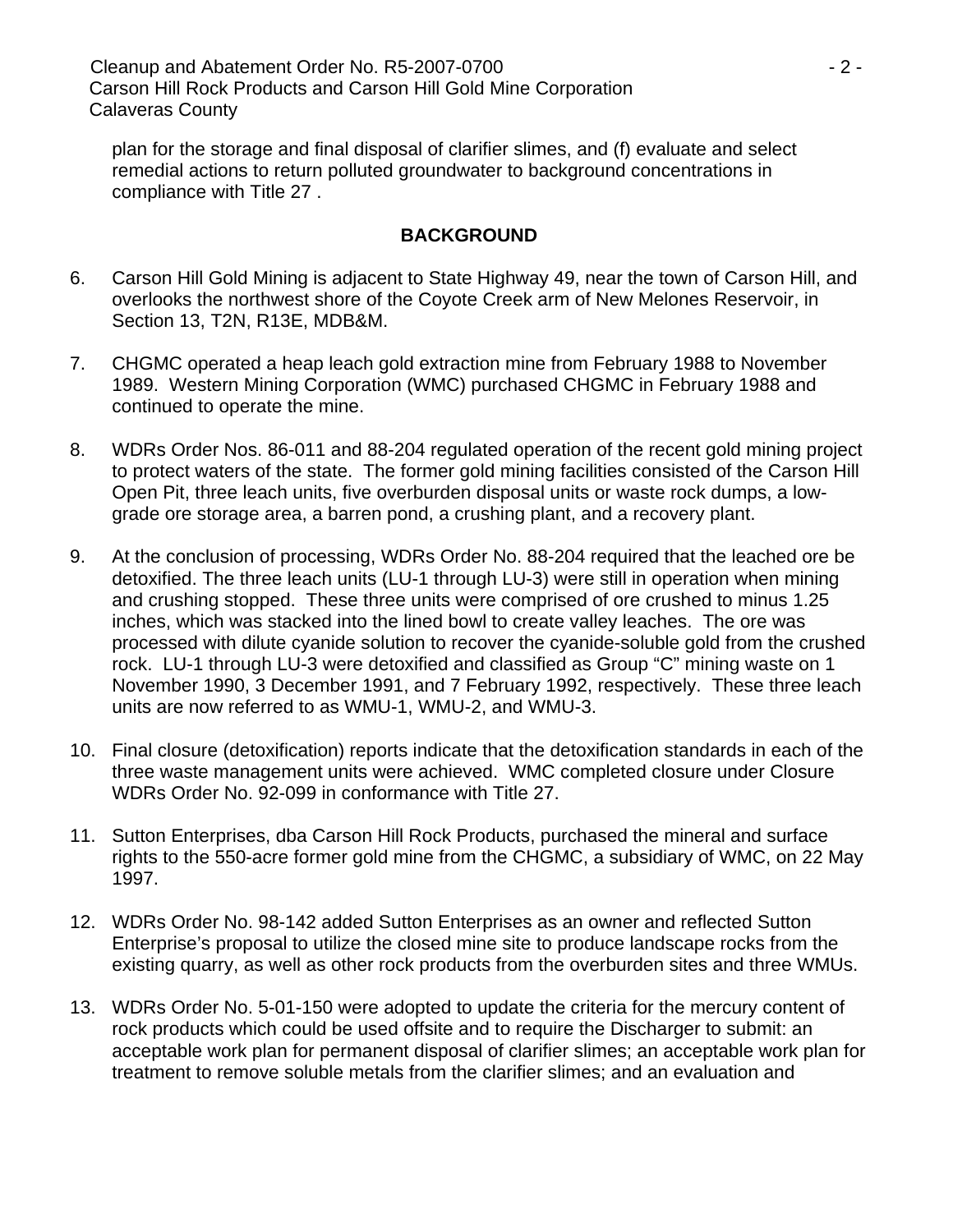plan for the storage and final disposal of clarifier slimes, and (f) evaluate and select remedial actions to return polluted groundwater to background concentrations in compliance with Title 27 .

## BACKGROUND

6. Carson Hill Gold Mining is adjacent to State Highway 49, near the town of Carson Hill, and overlooks the northwest shore of the Coyote Creek arm of New Melones Reservoir, in Section 13, T2N, R13E, MDB&M.

7. CHGMC operated a heap leach gold extraction mine from February 1988 to November 1989. Western Mining Corporation (WMC) purchased CHGMC in February 1988 and continued to operate the mine.

8. WDRs Order Nos. 86-011 and 88-204 regulated operation of the recent gold mining project to protect waters of the state. The former gold mining facilities consisted of the Carson Hill Open Pit, three leach units, five overburden disposal units or waste rock dumps, a low-grade ore storage area, a barren pond, a crushing plant, and a recovery plant.

9. At the conclusion of processing, WDRs Order No. 88-204 required that the leached ore be detoxified. The three leach units (LU-1 through LU-3) were still in operation when mining and crushing stopped. These three units were comprised of ore crushed to minus 1.25 inches, which was stacked into the lined bowl to create valley leaches. The ore was processed with dilute cyanide solution to recover the cyanide-soluble gold from the crushed rock. LU-1 through LU-3 were detoxified and classified as Group "C" mining waste on 1 November 1990, 3 December 1991, and 7 February 1992, respectively. These three leach units are now referred to as WMU-1, WMU-2, and WMU-3.

10. Final closure (detoxification) reports indicate that the detoxification standards in each of the three waste management units were achieved. WMC completed closure under Closure WDRs Order No. 92-099 in conformance with Title 27.

11. Sutton Enterprises, dba Carson Hill Rock Products, purchased the mineral and surface rights to the 550-acre former gold mine from the CHGMC, a subsidiary of WMC, on 22 May 1997.

12. WDRs Order No. 98-142 added Sutton Enterprises as an owner and reflected Sutton Enterprise's proposal to utilize the closed mine site to produce landscape rocks from the existing quarry, as well as other rock products from the overburden sites and three WMUs.

13. WDRs Order No. 5-01-150 were adopted to update the criteria for the mercury content of rock products which could be used offsite and to require the Discharger to submit: an acceptable work plan for permanent disposal of clarifier slimes; an acceptable work plan for treatment to remove soluble metals from the clarifier slimes; and an evaluation and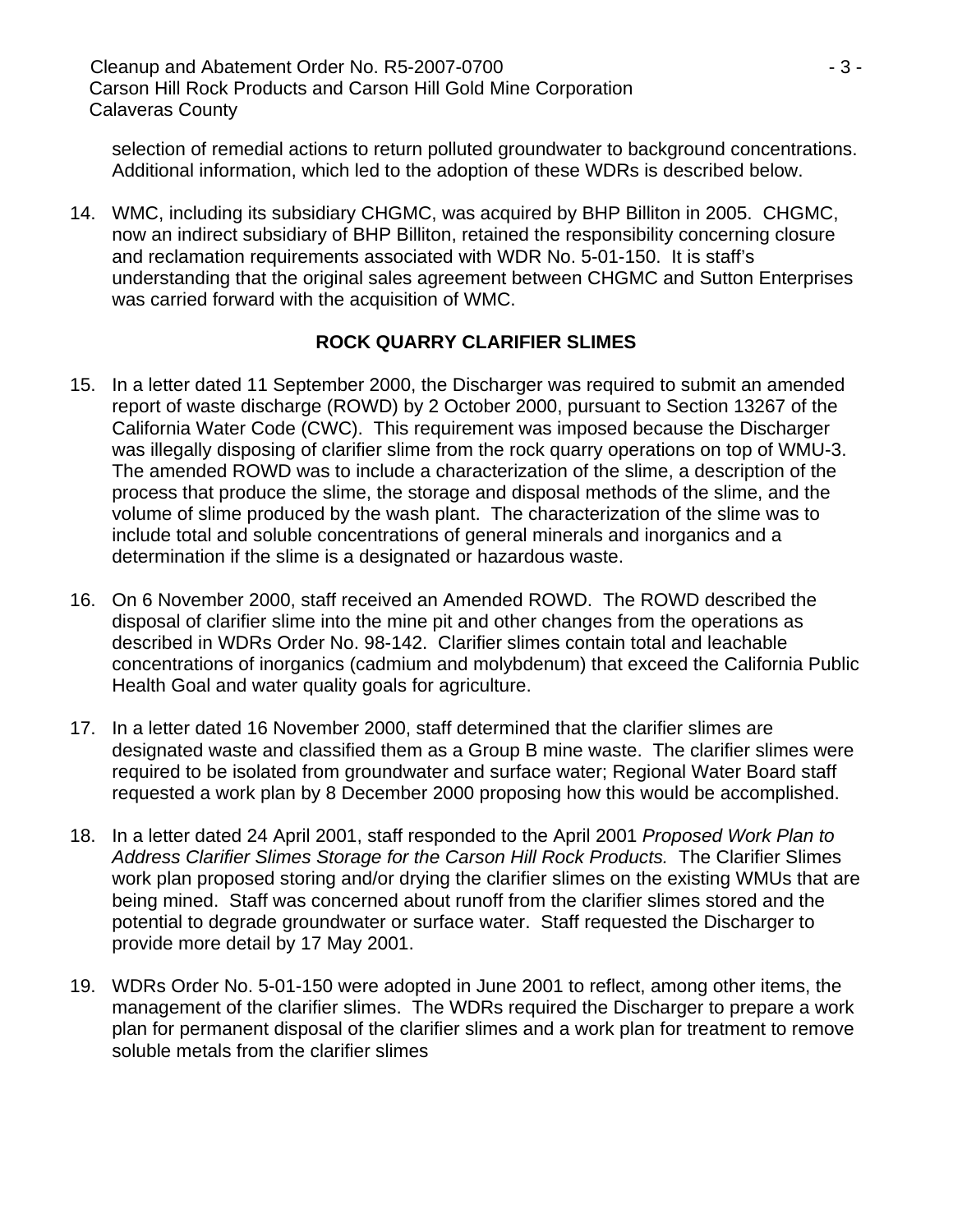selection of remedial actions to return polluted groundwater to background concentrations. Additional information, which led to the adoption of these WDRs is described below.

14. WMC, including its subsidiary CHGMC, was acquired by BHP Billiton in 2005. CHGMC, now an indirect subsidiary of BHP Billiton, retained the responsibility concerning closure and reclamation requirements associated with WDR No. 5-01-150. It is staff's understanding that the original sales agreement between CHGMC and Sutton Enterprises was carried forward with the acquisition of WMC.

## ROCK QUARRY CLARIFIER SLIMES

15. In a letter dated 11 September 2000, the Discharger was required to submit an amended report of waste discharge (ROWD) by 2 October 2000, pursuant to Section 13267 of the California Water Code (CWC). This requirement was imposed because the Discharger was illegally disposing of clarifier slime from the rock quarry operations on top of WMU-3. The amended ROWD was to include a characterization of the slime, a description of the process that produce the slime, the storage and disposal methods of the slime, and the volume of slime produced by the wash plant. The characterization of the slime was to include total and soluble concentrations of general minerals and inorganics and a determination if the slime is a designated or hazardous waste.

16. On 6 November 2000, staff received an Amended ROWD. The ROWD described the disposal of clarifier slime into the mine pit and other changes from the operations as described in WDRs Order No. 98-142. Clarifier slimes contain total and leachable concentrations of inorganics (cadmium and molybdenum) that exceed the California Public Health Goal and water quality goals for agriculture.

17. In a letter dated 16 November 2000, staff determined that the clarifier slimes are designated waste and classified them as a Group B mine waste. The clarifier slimes were required to be isolated from groundwater and surface water; Regional Water Board staff requested a work plan by 8 December 2000 proposing how this would be accomplished.

18. In a letter dated 24 April 2001, staff responded to the April 2001 *Proposed Work Plan to Address Clarifier Slimes Storage for the Carson Hill Rock Products.* The Clarifier Slimes work plan proposed storing and/or drying the clarifier slimes on the existing WMUs that are being mined. Staff was concerned about runoff from the clarifier slimes stored and the potential to degrade groundwater or surface water. Staff requested the Discharger to provide more detail by 17 May 2001.

19. WDRs Order No. 5-01-150 were adopted in June 2001 to reflect, among other items, the management of the clarifier slimes. The WDRs required the Discharger to prepare a work plan for permanent disposal of the clarifier slimes and a work plan for treatment to remove soluble metals from the clarifier slimes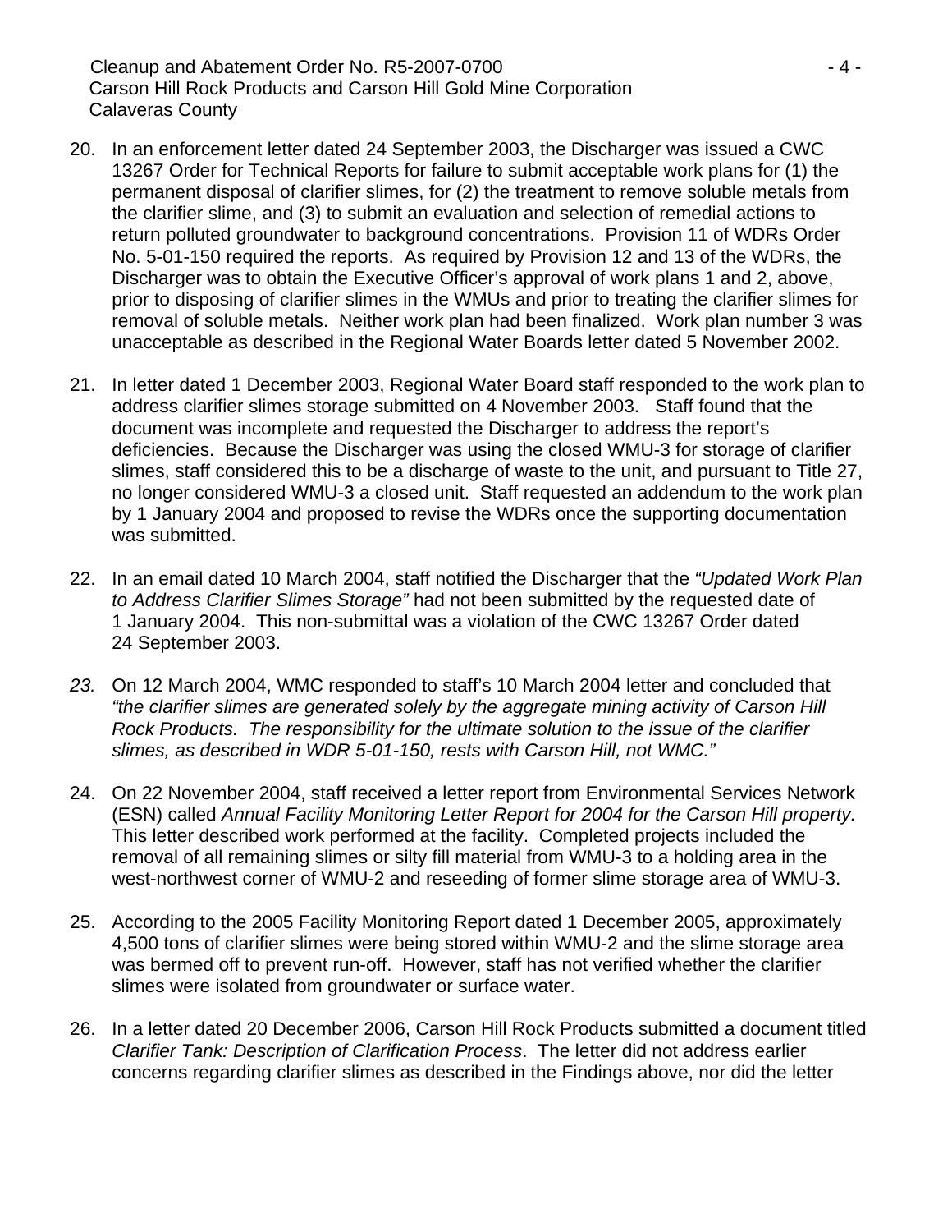20. In an enforcement letter dated 24 September 2003, the Discharger was issued a CWC 13267 Order for Technical Reports for failure to submit acceptable work plans for (1) the permanent disposal of clarifier slimes, for (2) the treatment to remove soluble metals from the clarifier slime, and (3) to submit an evaluation and selection of remedial actions to return polluted groundwater to background concentrations. Provision 11 of WDRs Order No. 5-01-150 required the reports. As required by Provision 12 and 13 of the WDRs, the Discharger was to obtain the Executive Officer's approval of work plans 1 and 2, above, prior to disposing of clarifier slimes in the WMUs and prior to treating the clarifier slimes for removal of soluble metals. Neither work plan had been finalized. Work plan number 3 was unacceptable as described in the Regional Water Boards letter dated 5 November 2002.

21. In letter dated 1 December 2003, Regional Water Board staff responded to the work plan to address clarifier slimes storage submitted on 4 November 2003. Staff found that the document was incomplete and requested the Discharger to address the report's deficiencies. Because the Discharger was using the closed WMU-3 for storage of clarifier slimes, staff considered this to be a discharge of waste to the unit, and pursuant to Title 27, no longer considered WMU-3 a closed unit. Staff requested an addendum to the work plan by 1 January 2004 and proposed to revise the WDRs once the supporting documentation was submitted.

22. In an email dated 10 March 2004, staff notified the Discharger that the *"Updated Work Plan to Address Clarifier Slimes Storage"* had not been submitted by the requested date of 1 January 2004. This non-submittal was a violation of the CWC 13267 Order dated 24 September 2003.

*23.* On 12 March 2004, WMC responded to staff's 10 March 2004 letter and concluded that *"the clarifier slimes are generated solely by the aggregate mining activity of Carson Hill Rock Products. The responsibility for the ultimate solution to the issue of the clarifier slimes, as described in WDR 5-01-150, rests with Carson Hill, not WMC."*

24. On 22 November 2004, staff received a letter report from Environmental Services Network (ESN) called *Annual Facility Monitoring Letter Report for 2004 for the Carson Hill property.* This letter described work performed at the facility. Completed projects included the removal of all remaining slimes or silty fill material from WMU-3 to a holding area in the west-northwest corner of WMU-2 and reseeding of former slime storage area of WMU-3.

25. According to the 2005 Facility Monitoring Report dated 1 December 2005, approximately 4,500 tons of clarifier slimes were being stored within WMU-2 and the slime storage area was bermed off to prevent run-off. However, staff has not verified whether the clarifier slimes were isolated from groundwater or surface water.

26. In a letter dated 20 December 2006, Carson Hill Rock Products submitted a document titled *Clarifier Tank: Description of Clarification Process*. The letter did not address earlier concerns regarding clarifier slimes as described in the Findings above, nor did the letter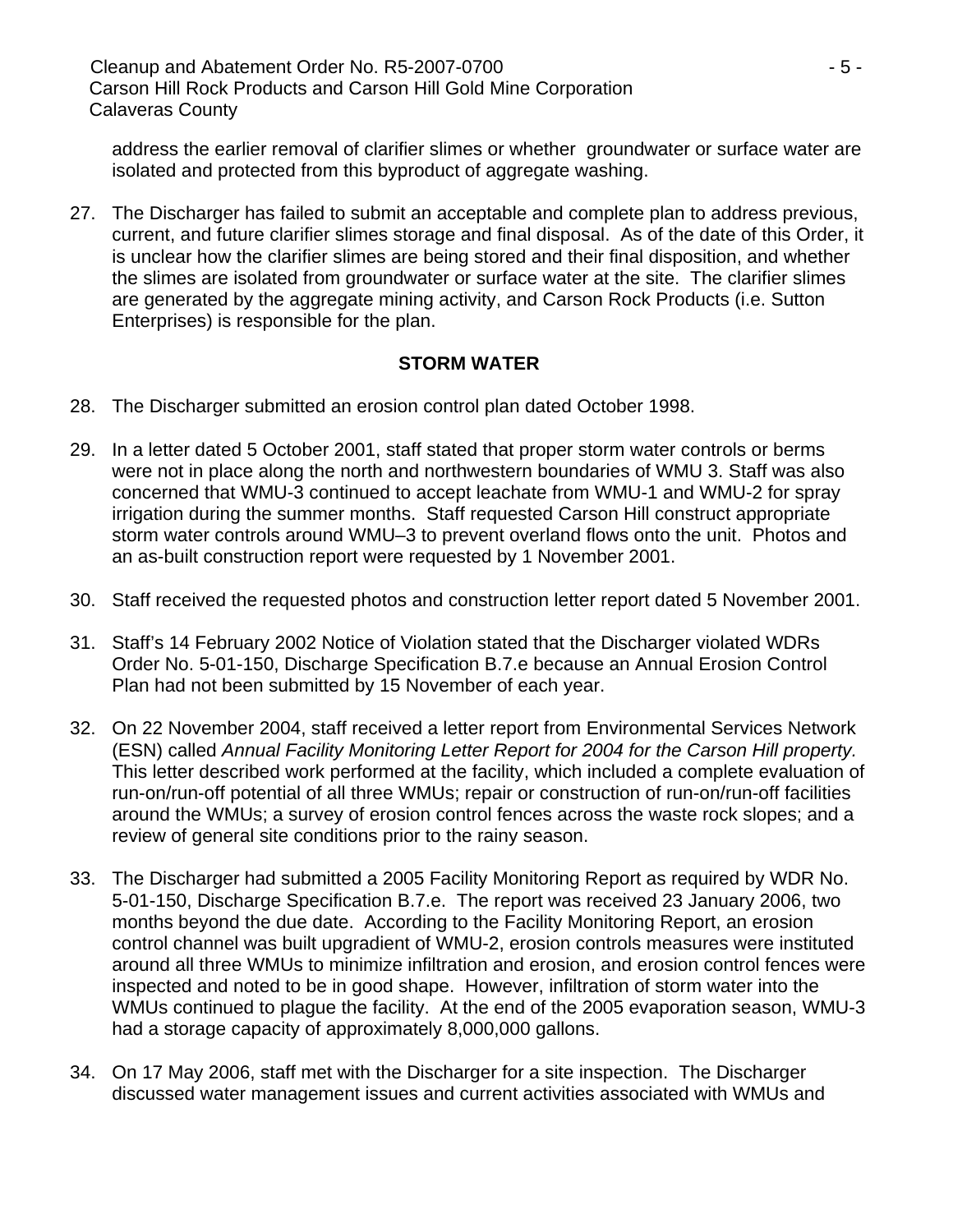address the earlier removal of clarifier slimes or whether groundwater or surface water are isolated and protected from this byproduct of aggregate washing.

27. The Discharger has failed to submit an acceptable and complete plan to address previous, current, and future clarifier slimes storage and final disposal. As of the date of this Order, it is unclear how the clarifier slimes are being stored and their final disposition, and whether the slimes are isolated from groundwater or surface water at the site. The clarifier slimes are generated by the aggregate mining activity, and Carson Rock Products (i.e. Sutton Enterprises) is responsible for the plan.

**STORM WATER**

28. The Discharger submitted an erosion control plan dated October 1998.

29. In a letter dated 5 October 2001, staff stated that proper storm water controls or berms were not in place along the north and northwestern boundaries of WMU 3. Staff was also concerned that WMU-3 continued to accept leachate from WMU-1 and WMU-2 for spray irrigation during the summer months. Staff requested Carson Hill construct appropriate storm water controls around WMU–3 to prevent overland flows onto the unit. Photos and an as-built construction report were requested by 1 November 2001.

30. Staff received the requested photos and construction letter report dated 5 November 2001.

31. Staff's 14 February 2002 Notice of Violation stated that the Discharger violated WDRs Order No. 5-01-150, Discharge Specification B.7.e because an Annual Erosion Control Plan had not been submitted by 15 November of each year.

32. On 22 November 2004, staff received a letter report from Environmental Services Network (ESN) called *Annual Facility Monitoring Letter Report for 2004 for the Carson Hill property.* This letter described work performed at the facility, which included a complete evaluation of run-on/run-off potential of all three WMUs; repair or construction of run-on/run-off facilities around the WMUs; a survey of erosion control fences across the waste rock slopes; and a review of general site conditions prior to the rainy season.

33. The Discharger had submitted a 2005 Facility Monitoring Report as required by WDR No. 5-01-150, Discharge Specification B.7.e. The report was received 23 January 2006, two months beyond the due date. According to the Facility Monitoring Report, an erosion control channel was built upgradient of WMU-2, erosion controls measures were instituted around all three WMUs to minimize infiltration and erosion, and erosion control fences were inspected and noted to be in good shape. However, infiltration of storm water into the WMUs continued to plague the facility. At the end of the 2005 evaporation season, WMU-3 had a storage capacity of approximately 8,000,000 gallons.

34. On 17 May 2006, staff met with the Discharger for a site inspection. The Discharger discussed water management issues and current activities associated with WMUs and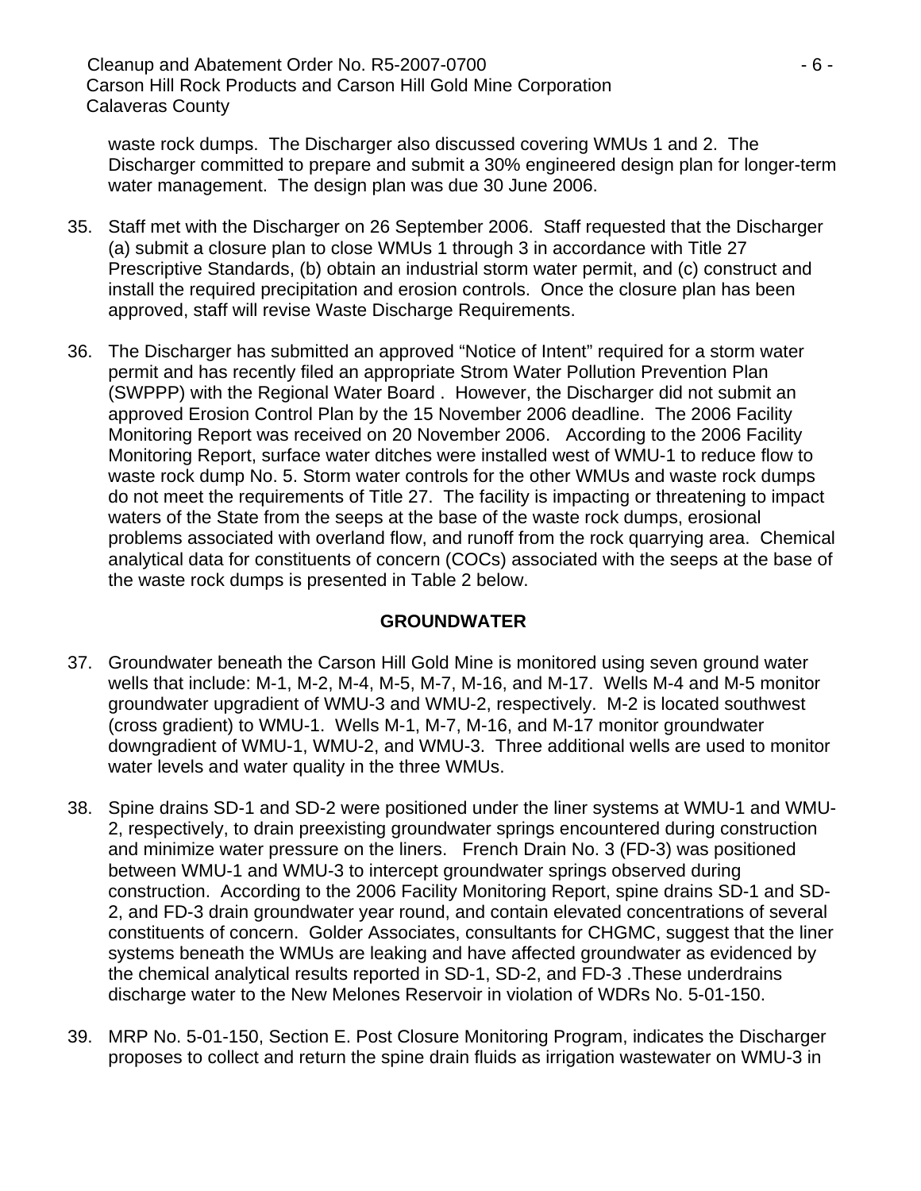waste rock dumps. The Discharger also discussed covering WMUs 1 and 2. The Discharger committed to prepare and submit a 30% engineered design plan for longer-term water management. The design plan was due 30 June 2006.

35. Staff met with the Discharger on 26 September 2006. Staff requested that the Discharger (a) submit a closure plan to close WMUs 1 through 3 in accordance with Title 27 Prescriptive Standards, (b) obtain an industrial storm water permit, and (c) construct and install the required precipitation and erosion controls. Once the closure plan has been approved, staff will revise Waste Discharge Requirements.

36. The Discharger has submitted an approved "Notice of Intent" required for a storm water permit and has recently filed an appropriate Strom Water Pollution Prevention Plan (SWPPP) with the Regional Water Board . However, the Discharger did not submit an approved Erosion Control Plan by the 15 November 2006 deadline. The 2006 Facility Monitoring Report was received on 20 November 2006. According to the 2006 Facility Monitoring Report, surface water ditches were installed west of WMU-1 to reduce flow to waste rock dump No. 5. Storm water controls for the other WMUs and waste rock dumps do not meet the requirements of Title 27. The facility is impacting or threatening to impact waters of the State from the seeps at the base of the waste rock dumps, erosional problems associated with overland flow, and runoff from the rock quarrying area. Chemical analytical data for constituents of concern (COCs) associated with the seeps at the base of the waste rock dumps is presented in Table 2 below.

## GROUNDWATER

37. Groundwater beneath the Carson Hill Gold Mine is monitored using seven ground water wells that include: M-1, M-2, M-4, M-5, M-7, M-16, and M-17. Wells M-4 and M-5 monitor groundwater upgradient of WMU-3 and WMU-2, respectively. M-2 is located southwest (cross gradient) to WMU-1. Wells M-1, M-7, M-16, and M-17 monitor groundwater downgradient of WMU-1, WMU-2, and WMU-3. Three additional wells are used to monitor water levels and water quality in the three WMUs.

38. Spine drains SD-1 and SD-2 were positioned under the liner systems at WMU-1 and WMU-2, respectively, to drain preexisting groundwater springs encountered during construction and minimize water pressure on the liners. French Drain No. 3 (FD-3) was positioned between WMU-1 and WMU-3 to intercept groundwater springs observed during construction. According to the 2006 Facility Monitoring Report, spine drains SD-1 and SD-2, and FD-3 drain groundwater year round, and contain elevated concentrations of several constituents of concern. Golder Associates, consultants for CHGMC, suggest that the liner systems beneath the WMUs are leaking and have affected groundwater as evidenced by the chemical analytical results reported in SD-1, SD-2, and FD-3 .These underdrains discharge water to the New Melones Reservoir in violation of WDRs No. 5-01-150.

39. MRP No. 5-01-150, Section E. Post Closure Monitoring Program, indicates the Discharger proposes to collect and return the spine drain fluids as irrigation wastewater on WMU-3 in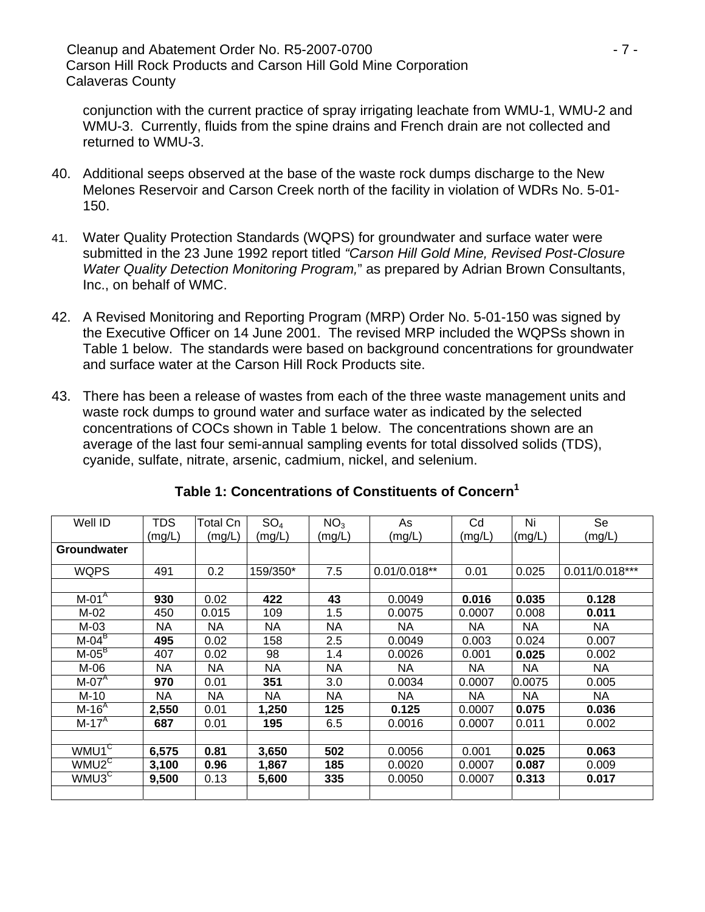conjunction with the current practice of spray irrigating leachate from WMU-1, WMU-2 and WMU-3. Currently, fluids from the spine drains and French drain are not collected and returned to WMU-3.

40. Additional seeps observed at the base of the waste rock dumps discharge to the New Melones Reservoir and Carson Creek north of the facility in violation of WDRs No. 5-01-150.

41. Water Quality Protection Standards (WQPS) for groundwater and surface water were submitted in the 23 June 1992 report titled *"Carson Hill Gold Mine, Revised Post-Closure Water Quality Detection Monitoring Program,"* as prepared by Adrian Brown Consultants, Inc., on behalf of WMC.

42. A Revised Monitoring and Reporting Program (MRP) Order No. 5-01-150 was signed by the Executive Officer on 14 June 2001. The revised MRP included the WQPSs shown in Table 1 below. The standards were based on background concentrations for groundwater and surface water at the Carson Hill Rock Products site.

43. There has been a release of wastes from each of the three waste management units and waste rock dumps to ground water and surface water as indicated by the selected concentrations of COCs shown in Table 1 below. The concentrations shown are an average of the last four semi-annual sampling events for total dissolved solids (TDS), cyanide, sulfate, nitrate, arsenic, cadmium, nickel, and selenium.

**Table 1: Concentrations of Constituents of Concern[1]**

| Well ID | TDS (mg/L) | Total Cn (mg/L) | $SO_4$ (mg/L) | $NO_3$ (mg/L) | As (mg/L) | Cd (mg/L) | Ni (mg/L) | Se (mg/L) |
|---|---|---|---|---|---|---|---|---|
| **Groundwater** | | | | | | | | |
| WQPS | 491 | 0.2 | 159/350* | 7.5 | 0.01/0.018** | 0.01 | 0.025 | 0.011/0.018*** |
| | | | | | | | | |
| M-01[A] | **930** | 0.02 | **422** | **43** | 0.0049 | **0.016** | **0.035** | **0.128** |
| M-02 | 450 | 0.015 | 109 | 1.5 | 0.0075 | 0.0007 | 0.008 | **0.011** |
| M-03 | NA | NA | NA | NA | NA | NA | NA | NA |
| M-04[B] | **495** | 0.02 | 158 | 2.5 | 0.0049 | 0.003 | 0.024 | 0.007 |
| M-05[B] | 407 | 0.02 | 98 | 1.4 | 0.0026 | 0.001 | **0.025** | 0.002 |
| M-06 | NA | NA | NA | NA | NA | NA | NA | NA |
| M-07[A] | **970** | 0.01 | **351** | 3.0 | 0.0034 | 0.0007 | 0.0075 | 0.005 |
| M-10 | NA | NA | NA | NA | NA | NA | NA | NA |
| M-16[A] | **2,550** | 0.01 | **1,250** | **125** | **0.125** | 0.0007 | **0.075** | **0.036** |
| M-17[A] | **687** | 0.01 | **195** | 6.5 | 0.0016 | 0.0007 | 0.011 | 0.002 |
| | | | | | | | | |
| WMU1[C] | **6,575** | **0.81** | **3,650** | **502** | 0.0056 | 0.001 | **0.025** | **0.063** |
| WMU2[C] | **3,100** | **0.96** | **1,867** | **185** | 0.0020 | 0.0007 | **0.087** | 0.009 |
| WMU3[C] | **9,500** | 0.13 | **5,600** | **335** | 0.0050 | 0.0007 | **0.313** | **0.017** |
| | | | | | | | | |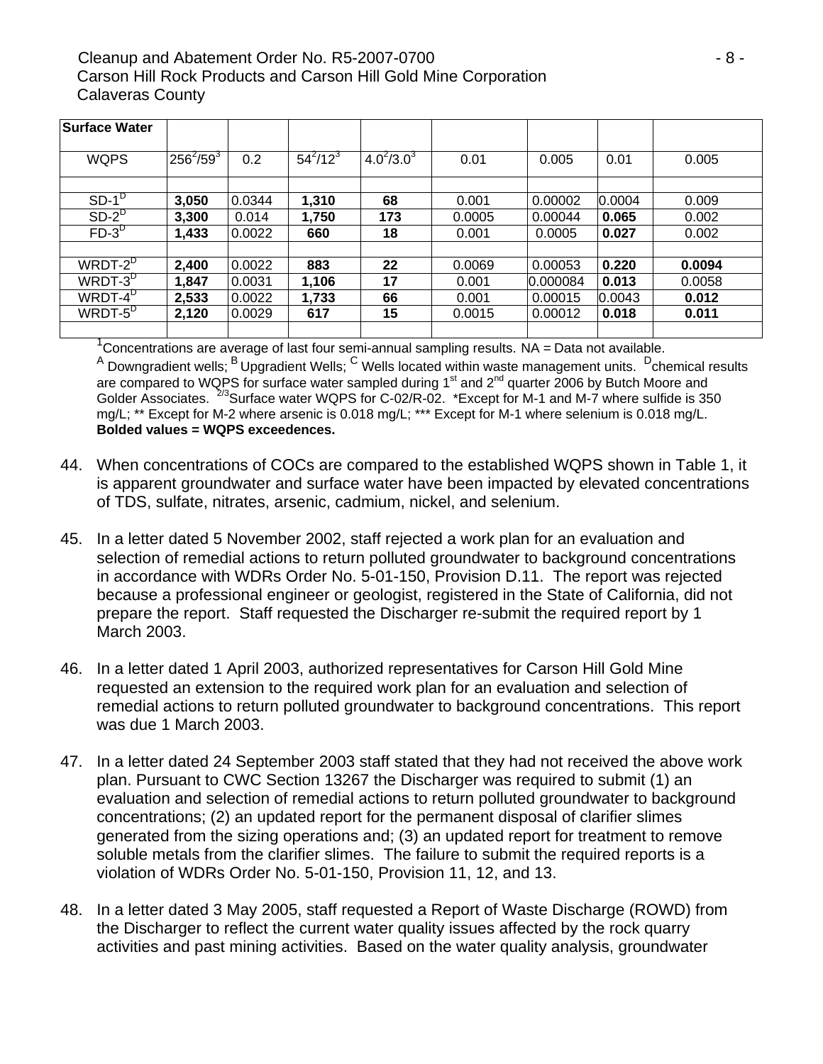| Surface Water | | | | | | | | |
|---|---|---|---|---|---|---|---|---|
| WQPS | 256[2]/59[3] | 0.2 | 54[2]/12[3] | 4.0[2]/3.0[3] | 0.01 | 0.005 | 0.01 | 0.005 |
| | | | | | | | | |
| SD-1[D] | **3,050** | 0.0344 | **1,310** | **68** | 0.001 | 0.00002 | 0.0004 | 0.009 |
| SD-2[D] | **3,300** | 0.014 | **1,750** | **173** | 0.0005 | 0.00044 | **0.065** | 0.002 |
| FD-3[D] | **1,433** | 0.0022 | **660** | **18** | 0.001 | 0.0005 | **0.027** | 0.002 |
| | | | | | | | | |
| WRDT-2[D] | **2,400** | 0.0022 | **883** | **22** | 0.0069 | 0.00053 | **0.220** | **0.0094** |
| WRDT-3[D] | **1,847** | 0.0031 | **1,106** | **17** | 0.001 | 0.000084 | **0.013** | 0.0058 |
| WRDT-4[D] | **2,533** | 0.0022 | **1,733** | **66** | 0.001 | 0.00015 | 0.0043 | **0.012** |
| WRDT-5[D] | **2,120** | 0.0029 | **617** | **15** | 0.0015 | 0.00012 | **0.018** | **0.011** |
| | | | | | | | | |

[1]Concentrations are average of last four semi-annual sampling results. NA = Data not available.
[A] Downgradient wells; [B] Upgradient Wells; [C] Wells located within waste management units. [D]chemical results are compared to WQPS for surface water sampled during 1st and 2nd quarter 2006 by Butch Moore and Golder Associates. [2/3]Surface water WQPS for C-02/R-02. *Except for M-1 and M-7 where sulfide is 350 mg/L; ** Except for M-2 where arsenic is 0.018 mg/L; *** Except for M-1 where selenium is 0.018 mg/L.
**Bolded values = WQPS exceedences.**

44. When concentrations of COCs are compared to the established WQPS shown in Table 1, it is apparent groundwater and surface water have been impacted by elevated concentrations of TDS, sulfate, nitrates, arsenic, cadmium, nickel, and selenium.

45. In a letter dated 5 November 2002, staff rejected a work plan for an evaluation and selection of remedial actions to return polluted groundwater to background concentrations in accordance with WDRs Order No. 5-01-150, Provision D.11. The report was rejected because a professional engineer or geologist, registered in the State of California, did not prepare the report. Staff requested the Discharger re-submit the required report by 1 March 2003.

46. In a letter dated 1 April 2003, authorized representatives for Carson Hill Gold Mine requested an extension to the required work plan for an evaluation and selection of remedial actions to return polluted groundwater to background concentrations. This report was due 1 March 2003.

47. In a letter dated 24 September 2003 staff stated that they had not received the above work plan. Pursuant to CWC Section 13267 the Discharger was required to submit (1) an evaluation and selection of remedial actions to return polluted groundwater to background concentrations; (2) an updated report for the permanent disposal of clarifier slimes generated from the sizing operations and; (3) an updated report for treatment to remove soluble metals from the clarifier slimes. The failure to submit the required reports is a violation of WDRs Order No. 5-01-150, Provision 11, 12, and 13.

48. In a letter dated 3 May 2005, staff requested a Report of Waste Discharge (ROWD) from the Discharger to reflect the current water quality issues affected by the rock quarry activities and past mining activities. Based on the water quality analysis, groundwater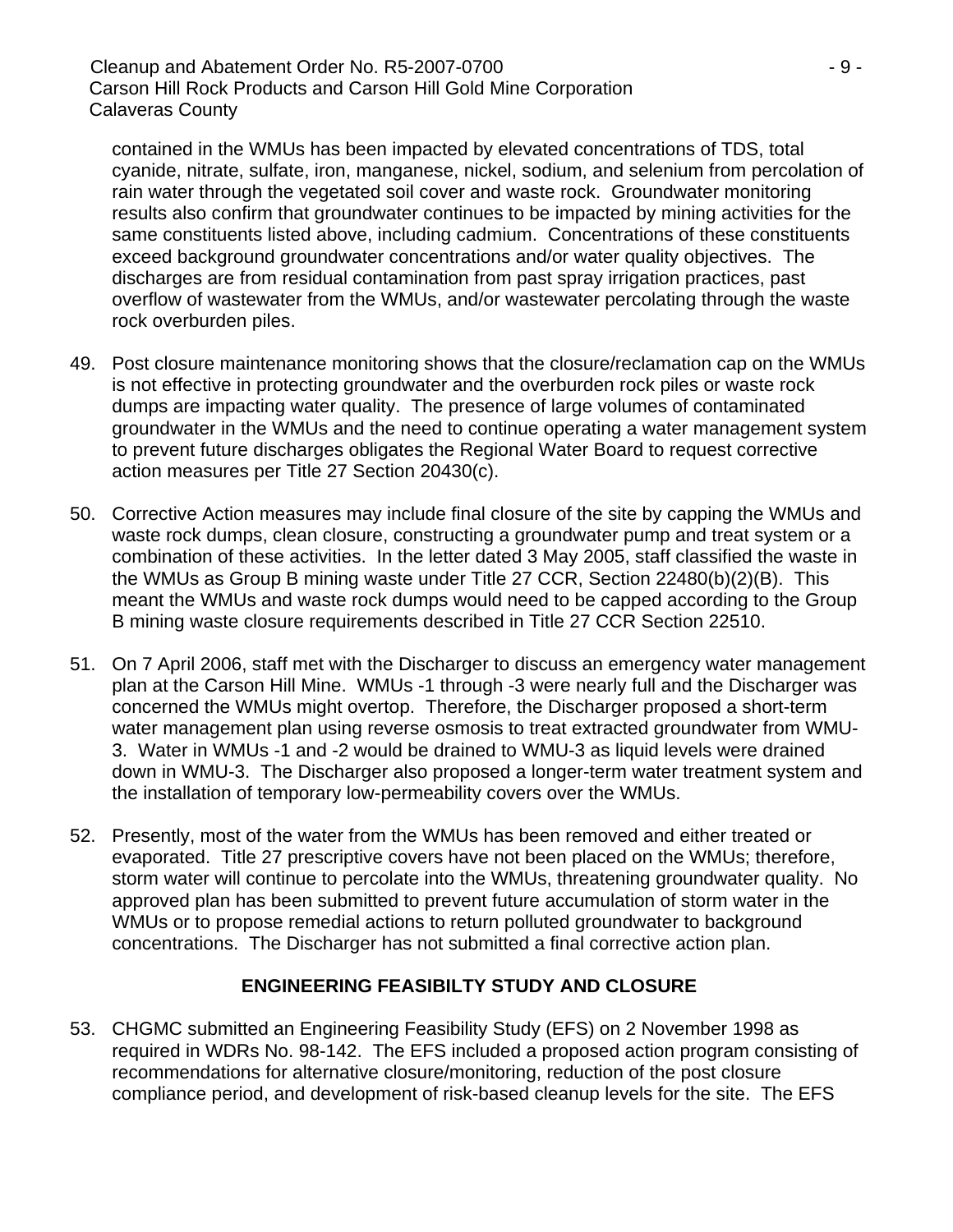contained in the WMUs has been impacted by elevated concentrations of TDS, total cyanide, nitrate, sulfate, iron, manganese, nickel, sodium, and selenium from percolation of rain water through the vegetated soil cover and waste rock. Groundwater monitoring results also confirm that groundwater continues to be impacted by mining activities for the same constituents listed above, including cadmium. Concentrations of these constituents exceed background groundwater concentrations and/or water quality objectives. The discharges are from residual contamination from past spray irrigation practices, past overflow of wastewater from the WMUs, and/or wastewater percolating through the waste rock overburden piles.

49. Post closure maintenance monitoring shows that the closure/reclamation cap on the WMUs is not effective in protecting groundwater and the overburden rock piles or waste rock dumps are impacting water quality. The presence of large volumes of contaminated groundwater in the WMUs and the need to continue operating a water management system to prevent future discharges obligates the Regional Water Board to request corrective action measures per Title 27 Section 20430(c).

50. Corrective Action measures may include final closure of the site by capping the WMUs and waste rock dumps, clean closure, constructing a groundwater pump and treat system or a combination of these activities. In the letter dated 3 May 2005, staff classified the waste in the WMUs as Group B mining waste under Title 27 CCR, Section 22480(b)(2)(B). This meant the WMUs and waste rock dumps would need to be capped according to the Group B mining waste closure requirements described in Title 27 CCR Section 22510.

51. On 7 April 2006, staff met with the Discharger to discuss an emergency water management plan at the Carson Hill Mine. WMUs -1 through -3 were nearly full and the Discharger was concerned the WMUs might overtop. Therefore, the Discharger proposed a short-term water management plan using reverse osmosis to treat extracted groundwater from WMU-3. Water in WMUs -1 and -2 would be drained to WMU-3 as liquid levels were drained down in WMU-3. The Discharger also proposed a longer-term water treatment system and the installation of temporary low-permeability covers over the WMUs.

52. Presently, most of the water from the WMUs has been removed and either treated or evaporated. Title 27 prescriptive covers have not been placed on the WMUs; therefore, storm water will continue to percolate into the WMUs, threatening groundwater quality. No approved plan has been submitted to prevent future accumulation of storm water in the WMUs or to propose remedial actions to return polluted groundwater to background concentrations. The Discharger has not submitted a final corrective action plan.

**ENGINEERING FEASIBILTY STUDY AND CLOSURE**

53. CHGMC submitted an Engineering Feasibility Study (EFS) on 2 November 1998 as required in WDRs No. 98-142. The EFS included a proposed action program consisting of recommendations for alternative closure/monitoring, reduction of the post closure compliance period, and development of risk-based cleanup levels for the site. The EFS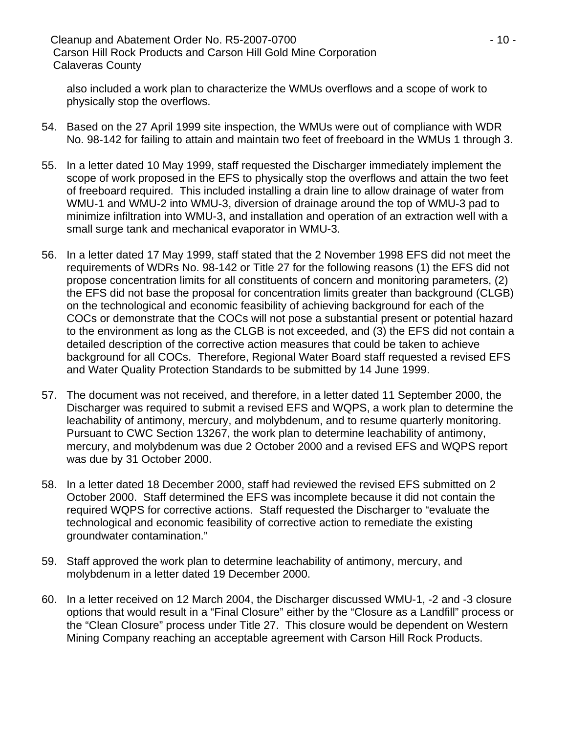also included a work plan to characterize the WMUs overflows and a scope of work to physically stop the overflows.

54. Based on the 27 April 1999 site inspection, the WMUs were out of compliance with WDR No. 98-142 for failing to attain and maintain two feet of freeboard in the WMUs 1 through 3.

55. In a letter dated 10 May 1999, staff requested the Discharger immediately implement the scope of work proposed in the EFS to physically stop the overflows and attain the two feet of freeboard required. This included installing a drain line to allow drainage of water from WMU-1 and WMU-2 into WMU-3, diversion of drainage around the top of WMU-3 pad to minimize infiltration into WMU-3, and installation and operation of an extraction well with a small surge tank and mechanical evaporator in WMU-3.

56. In a letter dated 17 May 1999, staff stated that the 2 November 1998 EFS did not meet the requirements of WDRs No. 98-142 or Title 27 for the following reasons (1) the EFS did not propose concentration limits for all constituents of concern and monitoring parameters, (2) the EFS did not base the proposal for concentration limits greater than background (CLGB) on the technological and economic feasibility of achieving background for each of the COCs or demonstrate that the COCs will not pose a substantial present or potential hazard to the environment as long as the CLGB is not exceeded, and (3) the EFS did not contain a detailed description of the corrective action measures that could be taken to achieve background for all COCs. Therefore, Regional Water Board staff requested a revised EFS and Water Quality Protection Standards to be submitted by 14 June 1999.

57. The document was not received, and therefore, in a letter dated 11 September 2000, the Discharger was required to submit a revised EFS and WQPS, a work plan to determine the leachability of antimony, mercury, and molybdenum, and to resume quarterly monitoring. Pursuant to CWC Section 13267, the work plan to determine leachability of antimony, mercury, and molybdenum was due 2 October 2000 and a revised EFS and WQPS report was due by 31 October 2000.

58. In a letter dated 18 December 2000, staff had reviewed the revised EFS submitted on 2 October 2000. Staff determined the EFS was incomplete because it did not contain the required WQPS for corrective actions. Staff requested the Discharger to "evaluate the technological and economic feasibility of corrective action to remediate the existing groundwater contamination."

59. Staff approved the work plan to determine leachability of antimony, mercury, and molybdenum in a letter dated 19 December 2000.

60. In a letter received on 12 March 2004, the Discharger discussed WMU-1, -2 and -3 closure options that would result in a "Final Closure" either by the "Closure as a Landfill" process or the "Clean Closure" process under Title 27. This closure would be dependent on Western Mining Company reaching an acceptable agreement with Carson Hill Rock Products.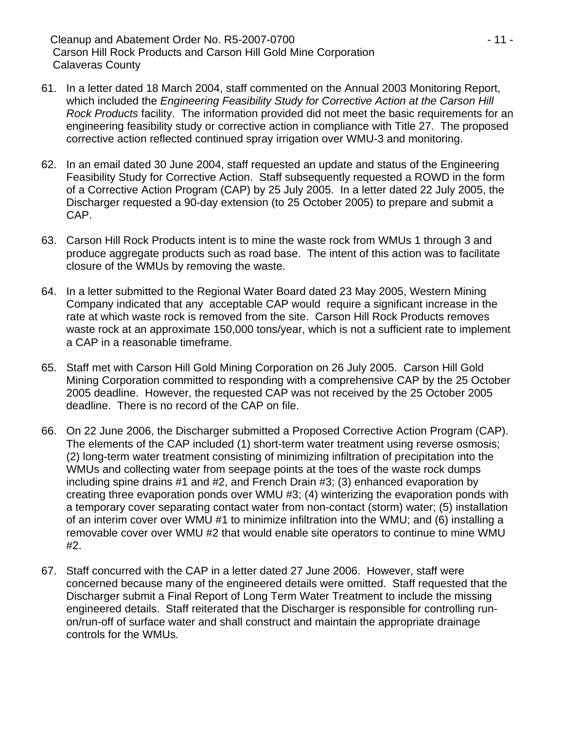61. In a letter dated 18 March 2004, staff commented on the Annual 2003 Monitoring Report, which included the *Engineering Feasibility Study for Corrective Action at the Carson Hill Rock Products* facility. The information provided did not meet the basic requirements for an engineering feasibility study or corrective action in compliance with Title 27. The proposed corrective action reflected continued spray irrigation over WMU-3 and monitoring.

62. In an email dated 30 June 2004, staff requested an update and status of the Engineering Feasibility Study for Corrective Action. Staff subsequently requested a ROWD in the form of a Corrective Action Program (CAP) by 25 July 2005. In a letter dated 22 July 2005, the Discharger requested a 90-day extension (to 25 October 2005) to prepare and submit a CAP.

63. Carson Hill Rock Products intent is to mine the waste rock from WMUs 1 through 3 and produce aggregate products such as road base. The intent of this action was to facilitate closure of the WMUs by removing the waste.

64. In a letter submitted to the Regional Water Board dated 23 May 2005, Western Mining Company indicated that any acceptable CAP would require a significant increase in the rate at which waste rock is removed from the site. Carson Hill Rock Products removes waste rock at an approximate 150,000 tons/year, which is not a sufficient rate to implement a CAP in a reasonable timeframe.

65. Staff met with Carson Hill Gold Mining Corporation on 26 July 2005. Carson Hill Gold Mining Corporation committed to responding with a comprehensive CAP by the 25 October 2005 deadline. However, the requested CAP was not received by the 25 October 2005 deadline. There is no record of the CAP on file.

66. On 22 June 2006, the Discharger submitted a Proposed Corrective Action Program (CAP). The elements of the CAP included (1) short-term water treatment using reverse osmosis; (2) long-term water treatment consisting of minimizing infiltration of precipitation into the WMUs and collecting water from seepage points at the toes of the waste rock dumps including spine drains #1 and #2, and French Drain #3; (3) enhanced evaporation by creating three evaporation ponds over WMU #3; (4) winterizing the evaporation ponds with a temporary cover separating contact water from non-contact (storm) water; (5) installation of an interim cover over WMU #1 to minimize infiltration into the WMU; and (6) installing a removable cover over WMU #2 that would enable site operators to continue to mine WMU #2.

67. Staff concurred with the CAP in a letter dated 27 June 2006. However, staff were concerned because many of the engineered details were omitted. Staff requested that the Discharger submit a Final Report of Long Term Water Treatment to include the missing engineered details. Staff reiterated that the Discharger is responsible for controlling run-on/run-off of surface water and shall construct and maintain the appropriate drainage controls for the WMUs.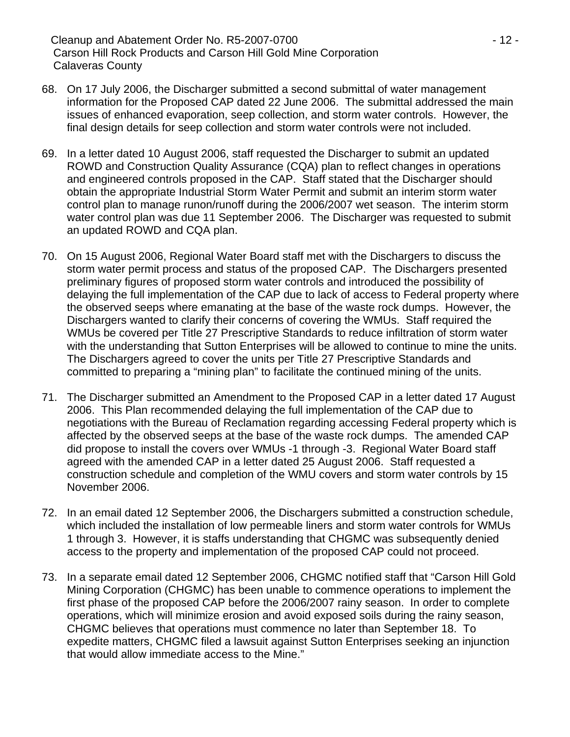68. On 17 July 2006, the Discharger submitted a second submittal of water management information for the Proposed CAP dated 22 June 2006. The submittal addressed the main issues of enhanced evaporation, seep collection, and storm water controls. However, the final design details for seep collection and storm water controls were not included.

69. In a letter dated 10 August 2006, staff requested the Discharger to submit an updated ROWD and Construction Quality Assurance (CQA) plan to reflect changes in operations and engineered controls proposed in the CAP. Staff stated that the Discharger should obtain the appropriate Industrial Storm Water Permit and submit an interim storm water control plan to manage runon/runoff during the 2006/2007 wet season. The interim storm water control plan was due 11 September 2006. The Discharger was requested to submit an updated ROWD and CQA plan.

70. On 15 August 2006, Regional Water Board staff met with the Dischargers to discuss the storm water permit process and status of the proposed CAP. The Dischargers presented preliminary figures of proposed storm water controls and introduced the possibility of delaying the full implementation of the CAP due to lack of access to Federal property where the observed seeps where emanating at the base of the waste rock dumps. However, the Dischargers wanted to clarify their concerns of covering the WMUs. Staff required the WMUs be covered per Title 27 Prescriptive Standards to reduce infiltration of storm water with the understanding that Sutton Enterprises will be allowed to continue to mine the units. The Dischargers agreed to cover the units per Title 27 Prescriptive Standards and committed to preparing a "mining plan" to facilitate the continued mining of the units.

71. The Discharger submitted an Amendment to the Proposed CAP in a letter dated 17 August 2006. This Plan recommended delaying the full implementation of the CAP due to negotiations with the Bureau of Reclamation regarding accessing Federal property which is affected by the observed seeps at the base of the waste rock dumps. The amended CAP did propose to install the covers over WMUs -1 through -3. Regional Water Board staff agreed with the amended CAP in a letter dated 25 August 2006. Staff requested a construction schedule and completion of the WMU covers and storm water controls by 15 November 2006.

72. In an email dated 12 September 2006, the Dischargers submitted a construction schedule, which included the installation of low permeable liners and storm water controls for WMUs 1 through 3. However, it is staffs understanding that CHGMC was subsequently denied access to the property and implementation of the proposed CAP could not proceed.

73. In a separate email dated 12 September 2006, CHGMC notified staff that "Carson Hill Gold Mining Corporation (CHGMC) has been unable to commence operations to implement the first phase of the proposed CAP before the 2006/2007 rainy season. In order to complete operations, which will minimize erosion and avoid exposed soils during the rainy season, CHGMC believes that operations must commence no later than September 18. To expedite matters, CHGMC filed a lawsuit against Sutton Enterprises seeking an injunction that would allow immediate access to the Mine."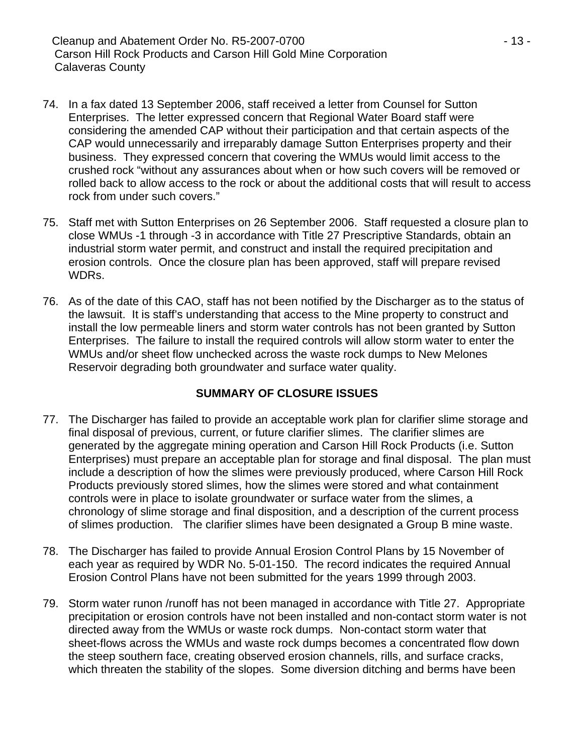74. In a fax dated 13 September 2006, staff received a letter from Counsel for Sutton Enterprises. The letter expressed concern that Regional Water Board staff were considering the amended CAP without their participation and that certain aspects of the CAP would unnecessarily and irreparably damage Sutton Enterprises property and their business. They expressed concern that covering the WMUs would limit access to the crushed rock "without any assurances about when or how such covers will be removed or rolled back to allow access to the rock or about the additional costs that will result to access rock from under such covers."

75. Staff met with Sutton Enterprises on 26 September 2006. Staff requested a closure plan to close WMUs -1 through -3 in accordance with Title 27 Prescriptive Standards, obtain an industrial storm water permit, and construct and install the required precipitation and erosion controls. Once the closure plan has been approved, staff will prepare revised WDRs.

76. As of the date of this CAO, staff has not been notified by the Discharger as to the status of the lawsuit. It is staff's understanding that access to the Mine property to construct and install the low permeable liners and storm water controls has not been granted by Sutton Enterprises. The failure to install the required controls will allow storm water to enter the WMUs and/or sheet flow unchecked across the waste rock dumps to New Melones Reservoir degrading both groundwater and surface water quality.

## SUMMARY OF CLOSURE ISSUES

77. The Discharger has failed to provide an acceptable work plan for clarifier slime storage and final disposal of previous, current, or future clarifier slimes. The clarifier slimes are generated by the aggregate mining operation and Carson Hill Rock Products (i.e. Sutton Enterprises) must prepare an acceptable plan for storage and final disposal. The plan must include a description of how the slimes were previously produced, where Carson Hill Rock Products previously stored slimes, how the slimes were stored and what containment controls were in place to isolate groundwater or surface water from the slimes, a chronology of slime storage and final disposition, and a description of the current process of slimes production. The clarifier slimes have been designated a Group B mine waste.

78. The Discharger has failed to provide Annual Erosion Control Plans by 15 November of each year as required by WDR No. 5-01-150. The record indicates the required Annual Erosion Control Plans have not been submitted for the years 1999 through 2003.

79. Storm water runon /runoff has not been managed in accordance with Title 27. Appropriate precipitation or erosion controls have not been installed and non-contact storm water is not directed away from the WMUs or waste rock dumps. Non-contact storm water that sheet-flows across the WMUs and waste rock dumps becomes a concentrated flow down the steep southern face, creating observed erosion channels, rills, and surface cracks, which threaten the stability of the slopes. Some diversion ditching and berms have been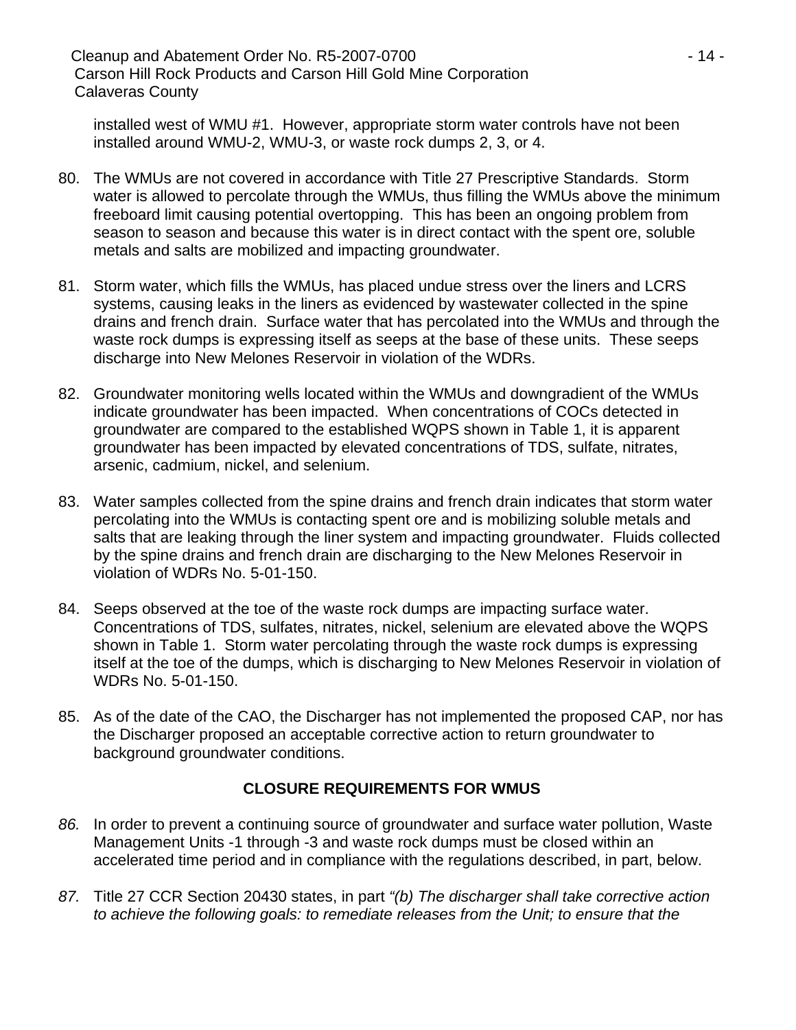installed west of WMU #1. However, appropriate storm water controls have not been installed around WMU-2, WMU-3, or waste rock dumps 2, 3, or 4.

80. The WMUs are not covered in accordance with Title 27 Prescriptive Standards. Storm water is allowed to percolate through the WMUs, thus filling the WMUs above the minimum freeboard limit causing potential overtopping. This has been an ongoing problem from season to season and because this water is in direct contact with the spent ore, soluble metals and salts are mobilized and impacting groundwater.

81. Storm water, which fills the WMUs, has placed undue stress over the liners and LCRS systems, causing leaks in the liners as evidenced by wastewater collected in the spine drains and french drain. Surface water that has percolated into the WMUs and through the waste rock dumps is expressing itself as seeps at the base of these units. These seeps discharge into New Melones Reservoir in violation of the WDRs.

82. Groundwater monitoring wells located within the WMUs and downgradient of the WMUs indicate groundwater has been impacted. When concentrations of COCs detected in groundwater are compared to the established WQPS shown in Table 1, it is apparent groundwater has been impacted by elevated concentrations of TDS, sulfate, nitrates, arsenic, cadmium, nickel, and selenium.

83. Water samples collected from the spine drains and french drain indicates that storm water percolating into the WMUs is contacting spent ore and is mobilizing soluble metals and salts that are leaking through the liner system and impacting groundwater. Fluids collected by the spine drains and french drain are discharging to the New Melones Reservoir in violation of WDRs No. 5-01-150.

84. Seeps observed at the toe of the waste rock dumps are impacting surface water. Concentrations of TDS, sulfates, nitrates, nickel, selenium are elevated above the WQPS shown in Table 1. Storm water percolating through the waste rock dumps is expressing itself at the toe of the dumps, which is discharging to New Melones Reservoir in violation of WDRs No. 5-01-150.

85. As of the date of the CAO, the Discharger has not implemented the proposed CAP, nor has the Discharger proposed an acceptable corrective action to return groundwater to background groundwater conditions.

## CLOSURE REQUIREMENTS FOR WMUS

*86.* In order to prevent a continuing source of groundwater and surface water pollution, Waste Management Units -1 through -3 and waste rock dumps must be closed within an accelerated time period and in compliance with the regulations described, in part, below.

*87.* Title 27 CCR Section 20430 states, in part *"(b) The discharger shall take corrective action to achieve the following goals: to remediate releases from the Unit; to ensure that the*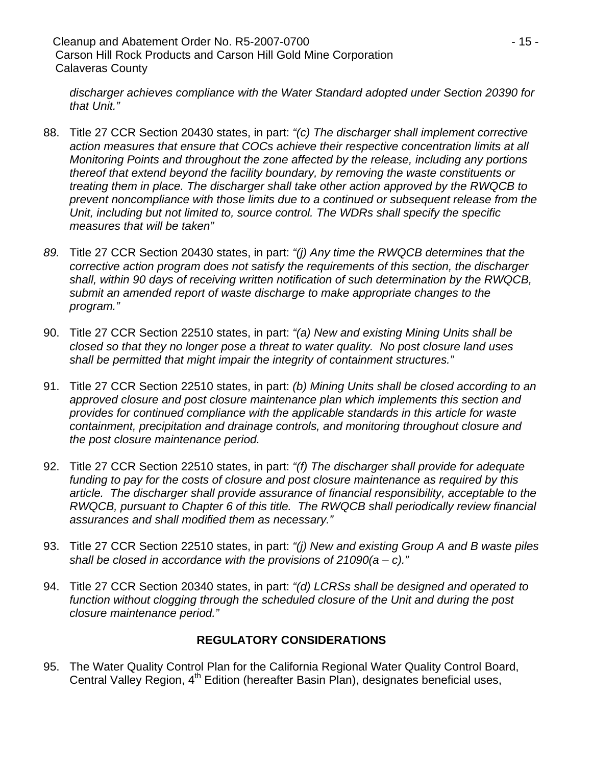*discharger achieves compliance with the Water Standard adopted under Section 20390 for that Unit."*

88. Title 27 CCR Section 20430 states, in part: *"(c) The discharger shall implement corrective action measures that ensure that COCs achieve their respective concentration limits at all Monitoring Points and throughout the zone affected by the release, including any portions thereof that extend beyond the facility boundary, by removing the waste constituents or treating them in place. The discharger shall take other action approved by the RWQCB to prevent noncompliance with those limits due to a continued or subsequent release from the Unit, including but not limited to, source control. The WDRs shall specify the specific measures that will be taken"*

*89.* Title 27 CCR Section 20430 states, in part: *"(j) Any time the RWQCB determines that the corrective action program does not satisfy the requirements of this section, the discharger shall, within 90 days of receiving written notification of such determination by the RWQCB, submit an amended report of waste discharge to make appropriate changes to the program."*

90. Title 27 CCR Section 22510 states, in part: *"(a) New and existing Mining Units shall be closed so that they no longer pose a threat to water quality. No post closure land uses shall be permitted that might impair the integrity of containment structures."*

91. Title 27 CCR Section 22510 states, in part: *(b) Mining Units shall be closed according to an approved closure and post closure maintenance plan which implements this section and provides for continued compliance with the applicable standards in this article for waste containment, precipitation and drainage controls, and monitoring throughout closure and the post closure maintenance period.*

92. Title 27 CCR Section 22510 states, in part: *"(f) The discharger shall provide for adequate funding to pay for the costs of closure and post closure maintenance as required by this article. The discharger shall provide assurance of financial responsibility, acceptable to the RWQCB, pursuant to Chapter 6 of this title. The RWQCB shall periodically review financial assurances and shall modified them as necessary."*

93. Title 27 CCR Section 22510 states, in part: *"(j) New and existing Group A and B waste piles shall be closed in accordance with the provisions of 21090(a – c)."*

94. Title 27 CCR Section 20340 states, in part: *"(d) LCRSs shall be designed and operated to function without clogging through the scheduled closure of the Unit and during the post closure maintenance period."*

## REGULATORY CONSIDERATIONS

95. The Water Quality Control Plan for the California Regional Water Quality Control Board, Central Valley Region, 4th Edition (hereafter Basin Plan), designates beneficial uses,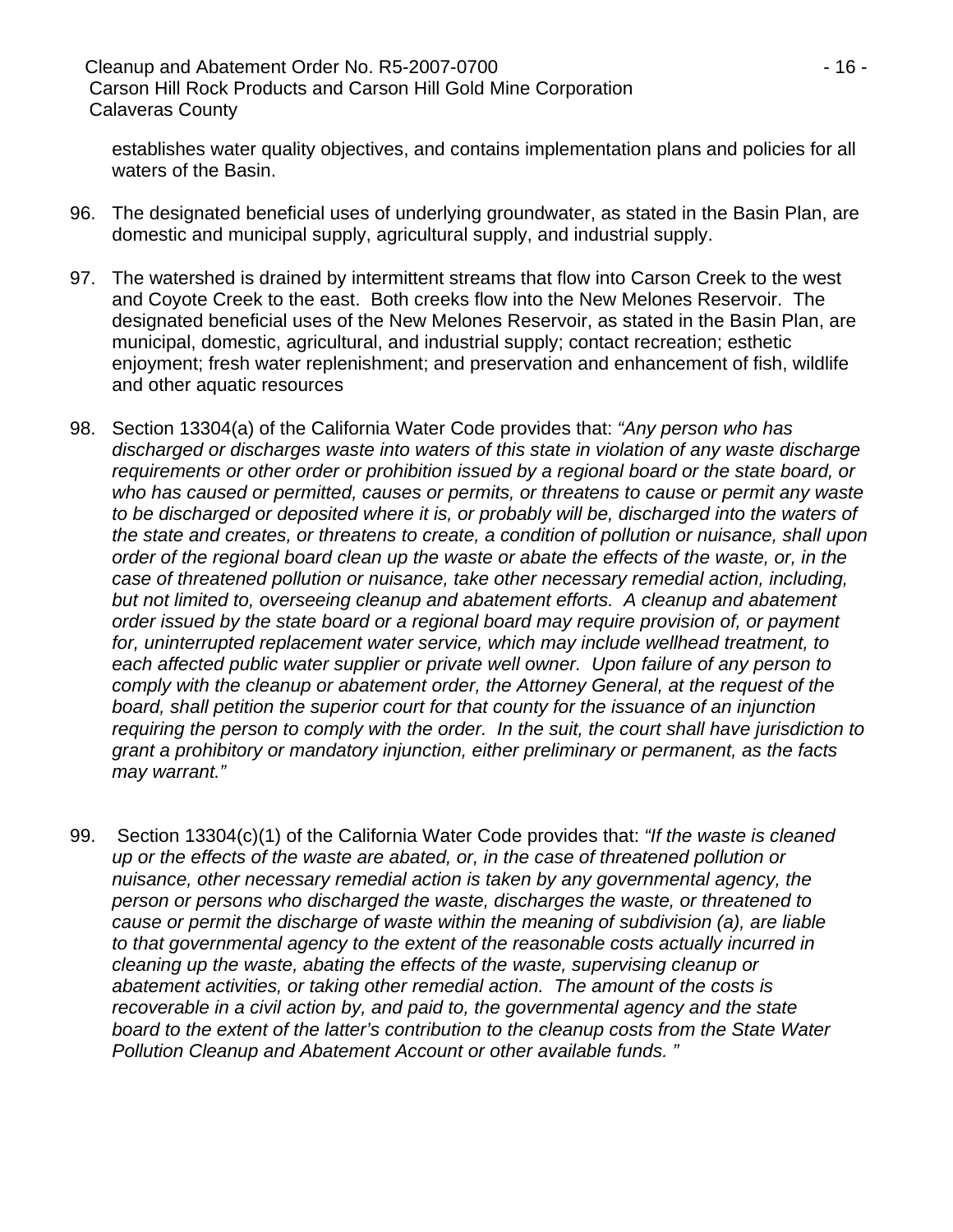establishes water quality objectives, and contains implementation plans and policies for all waters of the Basin.

96. The designated beneficial uses of underlying groundwater, as stated in the Basin Plan, are domestic and municipal supply, agricultural supply, and industrial supply.

97. The watershed is drained by intermittent streams that flow into Carson Creek to the west and Coyote Creek to the east. Both creeks flow into the New Melones Reservoir. The designated beneficial uses of the New Melones Reservoir, as stated in the Basin Plan, are municipal, domestic, agricultural, and industrial supply; contact recreation; esthetic enjoyment; fresh water replenishment; and preservation and enhancement of fish, wildlife and other aquatic resources

98. Section 13304(a) of the California Water Code provides that: *"Any person who has discharged or discharges waste into waters of this state in violation of any waste discharge requirements or other order or prohibition issued by a regional board or the state board, or who has caused or permitted, causes or permits, or threatens to cause or permit any waste to be discharged or deposited where it is, or probably will be, discharged into the waters of the state and creates, or threatens to create, a condition of pollution or nuisance, shall upon order of the regional board clean up the waste or abate the effects of the waste, or, in the case of threatened pollution or nuisance, take other necessary remedial action, including, but not limited to, overseeing cleanup and abatement efforts. A cleanup and abatement order issued by the state board or a regional board may require provision of, or payment for, uninterrupted replacement water service, which may include wellhead treatment, to each affected public water supplier or private well owner. Upon failure of any person to comply with the cleanup or abatement order, the Attorney General, at the request of the board, shall petition the superior court for that county for the issuance of an injunction requiring the person to comply with the order. In the suit, the court shall have jurisdiction to grant a prohibitory or mandatory injunction, either preliminary or permanent, as the facts may warrant."*

99. Section 13304(c)(1) of the California Water Code provides that: *"If the waste is cleaned up or the effects of the waste are abated, or, in the case of threatened pollution or nuisance, other necessary remedial action is taken by any governmental agency, the person or persons who discharged the waste, discharges the waste, or threatened to cause or permit the discharge of waste within the meaning of subdivision (a), are liable to that governmental agency to the extent of the reasonable costs actually incurred in cleaning up the waste, abating the effects of the waste, supervising cleanup or abatement activities, or taking other remedial action. The amount of the costs is recoverable in a civil action by, and paid to, the governmental agency and the state board to the extent of the latter's contribution to the cleanup costs from the State Water Pollution Cleanup and Abatement Account or other available funds. "*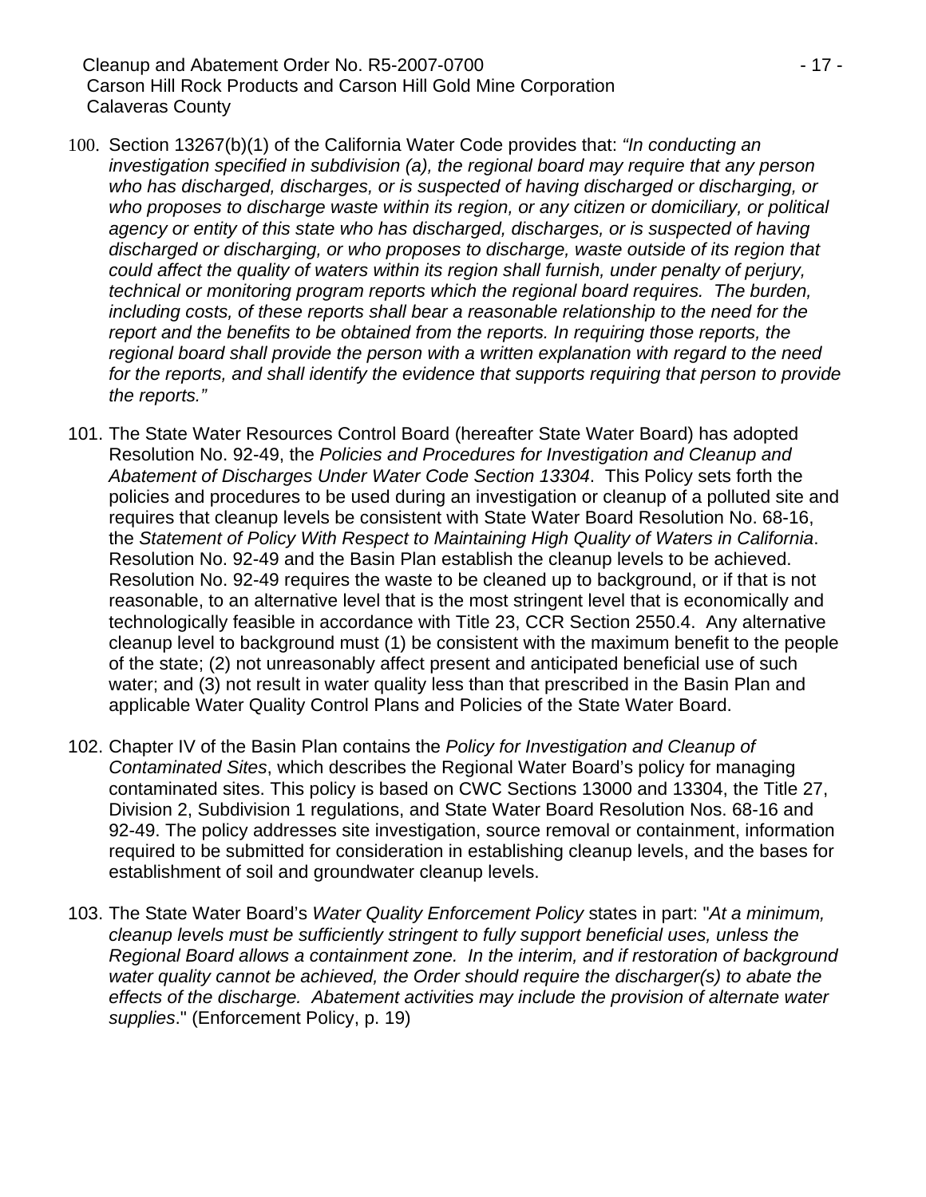100. Section 13267(b)(1) of the California Water Code provides that: *"In conducting an investigation specified in subdivision (a), the regional board may require that any person who has discharged, discharges, or is suspected of having discharged or discharging, or who proposes to discharge waste within its region, or any citizen or domiciliary, or political agency or entity of this state who has discharged, discharges, or is suspected of having discharged or discharging, or who proposes to discharge, waste outside of its region that could affect the quality of waters within its region shall furnish, under penalty of perjury, technical or monitoring program reports which the regional board requires. The burden, including costs, of these reports shall bear a reasonable relationship to the need for the report and the benefits to be obtained from the reports. In requiring those reports, the regional board shall provide the person with a written explanation with regard to the need for the reports, and shall identify the evidence that supports requiring that person to provide the reports."*

101. The State Water Resources Control Board (hereafter State Water Board) has adopted Resolution No. 92-49, the *Policies and Procedures for Investigation and Cleanup and Abatement of Discharges Under Water Code Section 13304*. This Policy sets forth the policies and procedures to be used during an investigation or cleanup of a polluted site and requires that cleanup levels be consistent with State Water Board Resolution No. 68-16, the *Statement of Policy With Respect to Maintaining High Quality of Waters in California*. Resolution No. 92-49 and the Basin Plan establish the cleanup levels to be achieved. Resolution No. 92-49 requires the waste to be cleaned up to background, or if that is not reasonable, to an alternative level that is the most stringent level that is economically and technologically feasible in accordance with Title 23, CCR Section 2550.4. Any alternative cleanup level to background must (1) be consistent with the maximum benefit to the people of the state; (2) not unreasonably affect present and anticipated beneficial use of such water; and (3) not result in water quality less than that prescribed in the Basin Plan and applicable Water Quality Control Plans and Policies of the State Water Board.

102. Chapter IV of the Basin Plan contains the *Policy for Investigation and Cleanup of Contaminated Sites*, which describes the Regional Water Board's policy for managing contaminated sites. This policy is based on CWC Sections 13000 and 13304, the Title 27, Division 2, Subdivision 1 regulations, and State Water Board Resolution Nos. 68-16 and 92-49. The policy addresses site investigation, source removal or containment, information required to be submitted for consideration in establishing cleanup levels, and the bases for establishment of soil and groundwater cleanup levels.

103. The State Water Board's *Water Quality Enforcement Policy* states in part: "*At a minimum, cleanup levels must be sufficiently stringent to fully support beneficial uses, unless the Regional Board allows a containment zone. In the interim, and if restoration of background water quality cannot be achieved, the Order should require the discharger(s) to abate the effects of the discharge. Abatement activities may include the provision of alternate water supplies*." (Enforcement Policy, p. 19)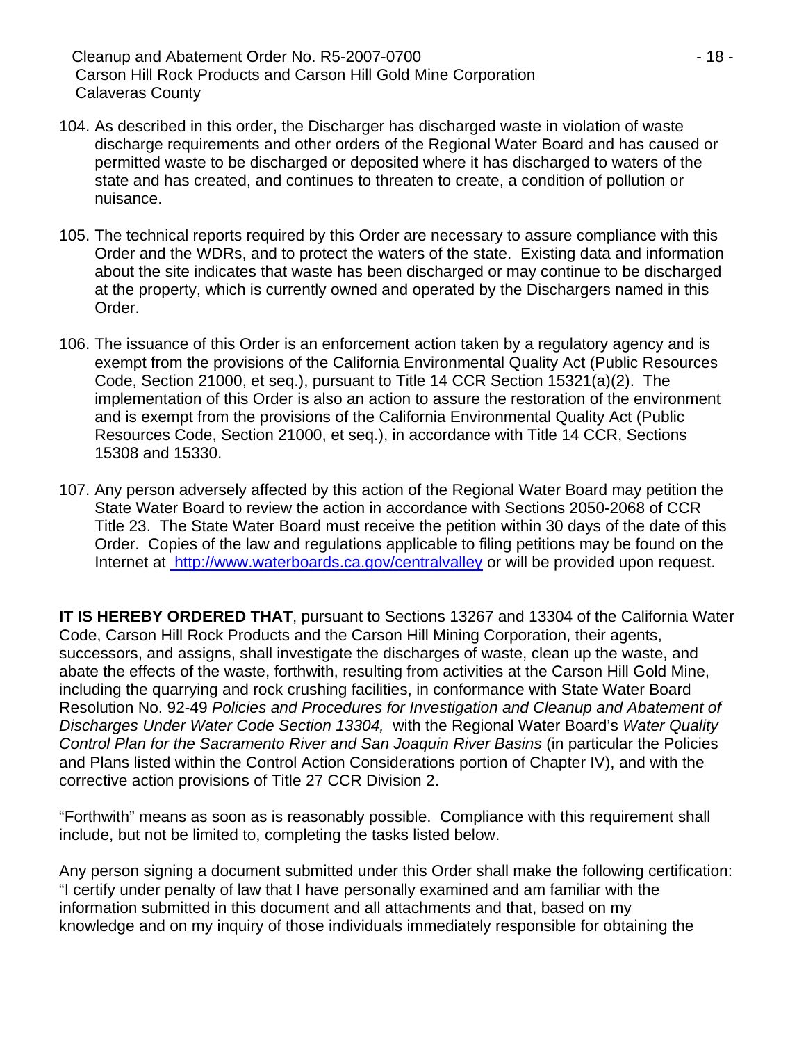104. As described in this order, the Discharger has discharged waste in violation of waste discharge requirements and other orders of the Regional Water Board and has caused or permitted waste to be discharged or deposited where it has discharged to waters of the state and has created, and continues to threaten to create, a condition of pollution or nuisance.

105. The technical reports required by this Order are necessary to assure compliance with this Order and the WDRs, and to protect the waters of the state. Existing data and information about the site indicates that waste has been discharged or may continue to be discharged at the property, which is currently owned and operated by the Dischargers named in this Order.

106. The issuance of this Order is an enforcement action taken by a regulatory agency and is exempt from the provisions of the California Environmental Quality Act (Public Resources Code, Section 21000, et seq.), pursuant to Title 14 CCR Section 15321(a)(2). The implementation of this Order is also an action to assure the restoration of the environment and is exempt from the provisions of the California Environmental Quality Act (Public Resources Code, Section 21000, et seq.), in accordance with Title 14 CCR, Sections 15308 and 15330.

107. Any person adversely affected by this action of the Regional Water Board may petition the State Water Board to review the action in accordance with Sections 2050-2068 of CCR Title 23. The State Water Board must receive the petition within 30 days of the date of this Order. Copies of the law and regulations applicable to filing petitions may be found on the Internet at http://www.waterboards.ca.gov/centralvalley or will be provided upon request.

**IT IS HEREBY ORDERED THAT**, pursuant to Sections 13267 and 13304 of the California Water Code, Carson Hill Rock Products and the Carson Hill Mining Corporation, their agents, successors, and assigns, shall investigate the discharges of waste, clean up the waste, and abate the effects of the waste, forthwith, resulting from activities at the Carson Hill Gold Mine, including the quarrying and rock crushing facilities, in conformance with State Water Board Resolution No. 92-49 *Policies and Procedures for Investigation and Cleanup and Abatement of Discharges Under Water Code Section 13304,* with the Regional Water Board's *Water Quality Control Plan for the Sacramento River and San Joaquin River Basins* (in particular the Policies and Plans listed within the Control Action Considerations portion of Chapter IV), and with the corrective action provisions of Title 27 CCR Division 2.

"Forthwith" means as soon as is reasonably possible. Compliance with this requirement shall include, but not be limited to, completing the tasks listed below.

Any person signing a document submitted under this Order shall make the following certification: "I certify under penalty of law that I have personally examined and am familiar with the information submitted in this document and all attachments and that, based on my knowledge and on my inquiry of those individuals immediately responsible for obtaining the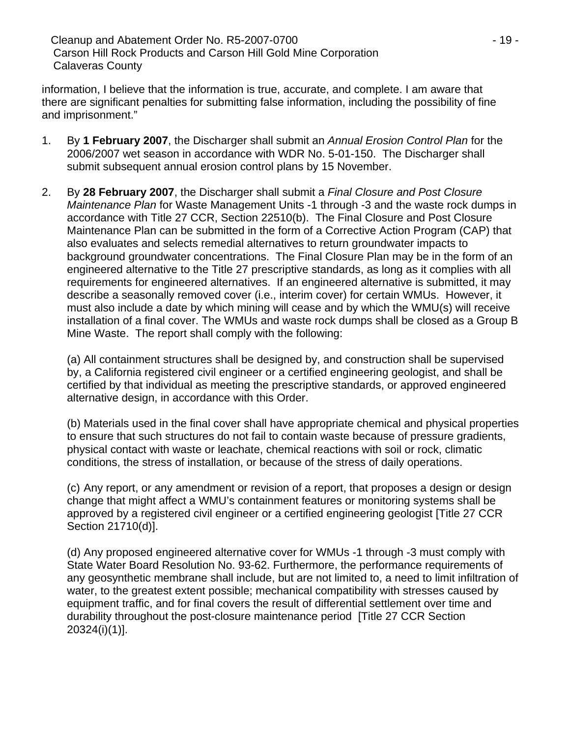information, I believe that the information is true, accurate, and complete. I am aware that there are significant penalties for submitting false information, including the possibility of fine and imprisonment."

1. By **1 February 2007**, the Discharger shall submit an *Annual Erosion Control Plan* for the 2006/2007 wet season in accordance with WDR No. 5-01-150. The Discharger shall submit subsequent annual erosion control plans by 15 November.

2. By **28 February 2007**, the Discharger shall submit a *Final Closure and Post Closure Maintenance Plan* for Waste Management Units -1 through -3 and the waste rock dumps in accordance with Title 27 CCR, Section 22510(b). The Final Closure and Post Closure Maintenance Plan can be submitted in the form of a Corrective Action Program (CAP) that also evaluates and selects remedial alternatives to return groundwater impacts to background groundwater concentrations. The Final Closure Plan may be in the form of an engineered alternative to the Title 27 prescriptive standards, as long as it complies with all requirements for engineered alternatives. If an engineered alternative is submitted, it may describe a seasonally removed cover (i.e., interim cover) for certain WMUs. However, it must also include a date by which mining will cease and by which the WMU(s) will receive installation of a final cover. The WMUs and waste rock dumps shall be closed as a Group B Mine Waste. The report shall comply with the following:

   (a) All containment structures shall be designed by, and construction shall be supervised by, a California registered civil engineer or a certified engineering geologist, and shall be certified by that individual as meeting the prescriptive standards, or approved engineered alternative design, in accordance with this Order.

   (b) Materials used in the final cover shall have appropriate chemical and physical properties to ensure that such structures do not fail to contain waste because of pressure gradients, physical contact with waste or leachate, chemical reactions with soil or rock, climatic conditions, the stress of installation, or because of the stress of daily operations.

   (c) Any report, or any amendment or revision of a report, that proposes a design or design change that might affect a WMU's containment features or monitoring systems shall be approved by a registered civil engineer or a certified engineering geologist [Title 27 CCR Section 21710(d)].

   (d) Any proposed engineered alternative cover for WMUs -1 through -3 must comply with State Water Board Resolution No. 93-62. Furthermore, the performance requirements of any geosynthetic membrane shall include, but are not limited to, a need to limit infiltration of water, to the greatest extent possible; mechanical compatibility with stresses caused by equipment traffic, and for final covers the result of differential settlement over time and durability throughout the post-closure maintenance period [Title 27 CCR Section 20324(i)(1)].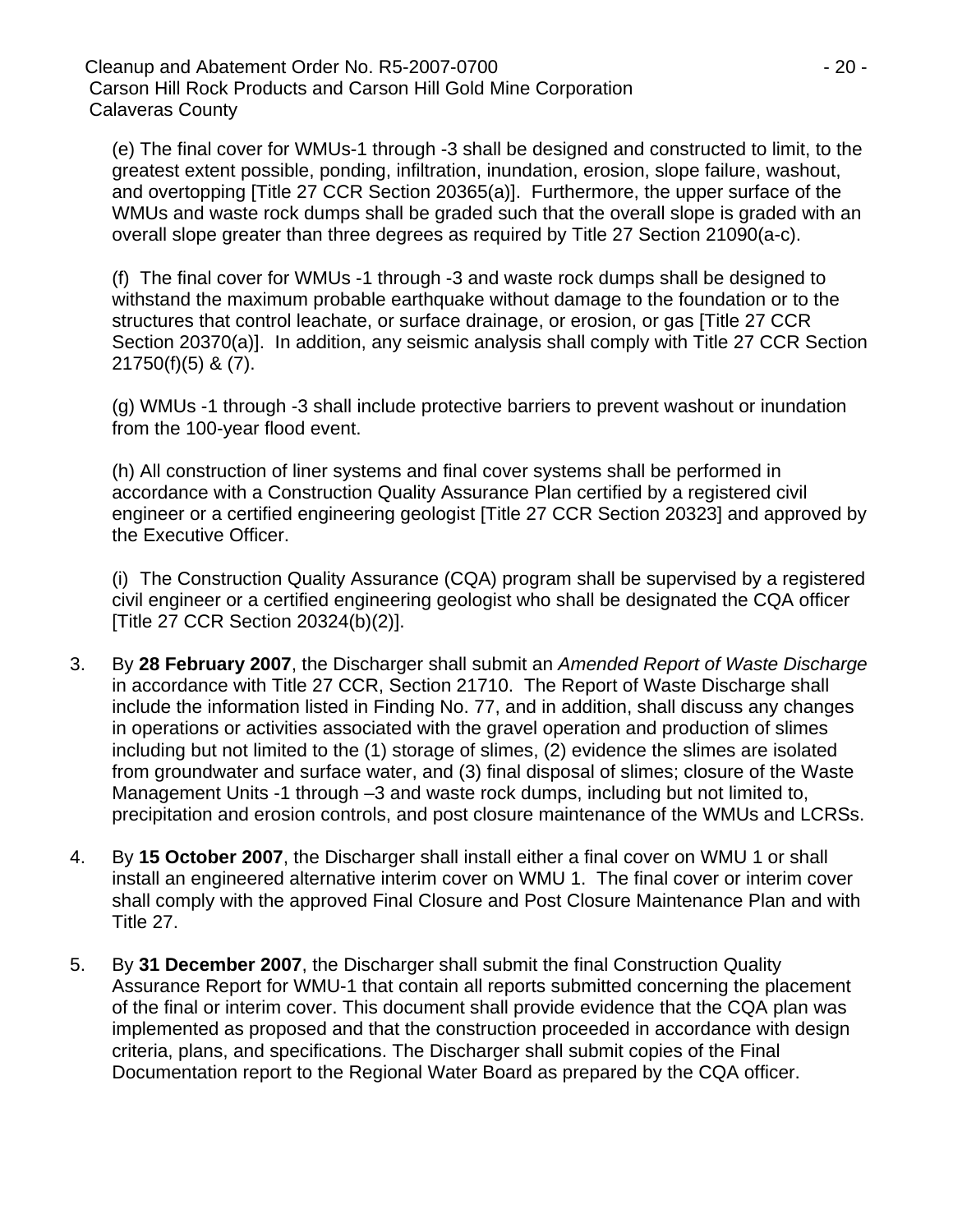(e) The final cover for WMUs-1 through -3 shall be designed and constructed to limit, to the greatest extent possible, ponding, infiltration, inundation, erosion, slope failure, washout, and overtopping [Title 27 CCR Section 20365(a)]. Furthermore, the upper surface of the WMUs and waste rock dumps shall be graded such that the overall slope is graded with an overall slope greater than three degrees as required by Title 27 Section 21090(a-c).

(f) The final cover for WMUs -1 through -3 and waste rock dumps shall be designed to withstand the maximum probable earthquake without damage to the foundation or to the structures that control leachate, or surface drainage, or erosion, or gas [Title 27 CCR Section 20370(a)]. In addition, any seismic analysis shall comply with Title 27 CCR Section 21750(f)(5) & (7).

(g) WMUs -1 through -3 shall include protective barriers to prevent washout or inundation from the 100-year flood event.

(h) All construction of liner systems and final cover systems shall be performed in accordance with a Construction Quality Assurance Plan certified by a registered civil engineer or a certified engineering geologist [Title 27 CCR Section 20323] and approved by the Executive Officer.

(i) The Construction Quality Assurance (CQA) program shall be supervised by a registered civil engineer or a certified engineering geologist who shall be designated the CQA officer [Title 27 CCR Section 20324(b)(2)].

3. By **28 February 2007**, the Discharger shall submit an *Amended Report of Waste Discharge* in accordance with Title 27 CCR, Section 21710. The Report of Waste Discharge shall include the information listed in Finding No. 77, and in addition, shall discuss any changes in operations or activities associated with the gravel operation and production of slimes including but not limited to the (1) storage of slimes, (2) evidence the slimes are isolated from groundwater and surface water, and (3) final disposal of slimes; closure of the Waste Management Units -1 through –3 and waste rock dumps, including but not limited to, precipitation and erosion controls, and post closure maintenance of the WMUs and LCRSs.

4. By **15 October 2007**, the Discharger shall install either a final cover on WMU 1 or shall install an engineered alternative interim cover on WMU 1. The final cover or interim cover shall comply with the approved Final Closure and Post Closure Maintenance Plan and with Title 27.

5. By **31 December 2007**, the Discharger shall submit the final Construction Quality Assurance Report for WMU-1 that contain all reports submitted concerning the placement of the final or interim cover. This document shall provide evidence that the CQA plan was implemented as proposed and that the construction proceeded in accordance with design criteria, plans, and specifications. The Discharger shall submit copies of the Final Documentation report to the Regional Water Board as prepared by the CQA officer.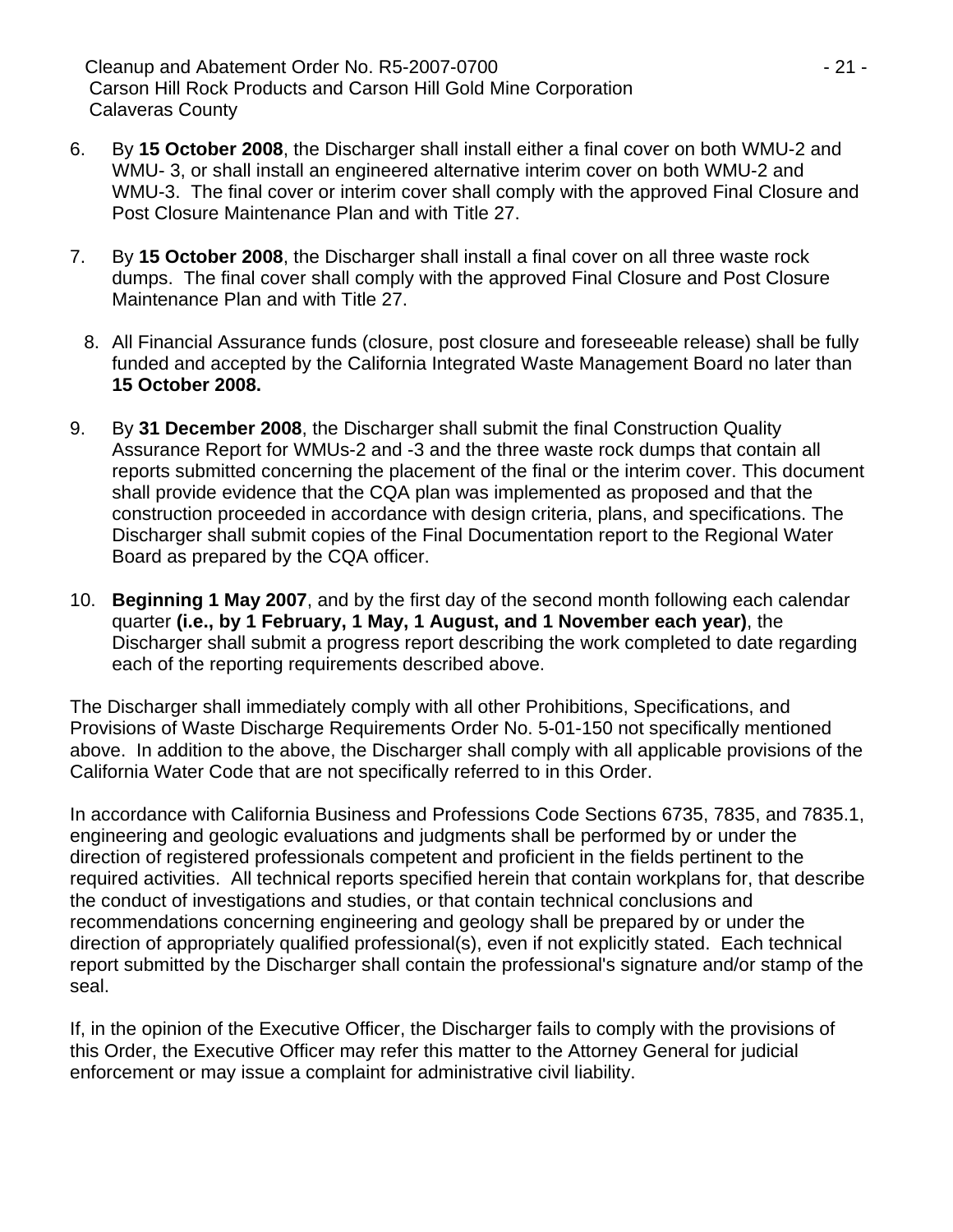6. By **15 October 2008**, the Discharger shall install either a final cover on both WMU-2 and WMU- 3, or shall install an engineered alternative interim cover on both WMU-2 and WMU-3. The final cover or interim cover shall comply with the approved Final Closure and Post Closure Maintenance Plan and with Title 27.

7. By **15 October 2008**, the Discharger shall install a final cover on all three waste rock dumps. The final cover shall comply with the approved Final Closure and Post Closure Maintenance Plan and with Title 27.

8. All Financial Assurance funds (closure, post closure and foreseeable release) shall be fully funded and accepted by the California Integrated Waste Management Board no later than **15 October 2008.**

9. By **31 December 2008**, the Discharger shall submit the final Construction Quality Assurance Report for WMUs-2 and -3 and the three waste rock dumps that contain all reports submitted concerning the placement of the final or the interim cover. This document shall provide evidence that the CQA plan was implemented as proposed and that the construction proceeded in accordance with design criteria, plans, and specifications. The Discharger shall submit copies of the Final Documentation report to the Regional Water Board as prepared by the CQA officer.

10. **Beginning 1 May 2007**, and by the first day of the second month following each calendar quarter **(i.e., by 1 February, 1 May, 1 August, and 1 November each year)**, the Discharger shall submit a progress report describing the work completed to date regarding each of the reporting requirements described above.

The Discharger shall immediately comply with all other Prohibitions, Specifications, and Provisions of Waste Discharge Requirements Order No. 5-01-150 not specifically mentioned above. In addition to the above, the Discharger shall comply with all applicable provisions of the California Water Code that are not specifically referred to in this Order.

In accordance with California Business and Professions Code Sections 6735, 7835, and 7835.1, engineering and geologic evaluations and judgments shall be performed by or under the direction of registered professionals competent and proficient in the fields pertinent to the required activities. All technical reports specified herein that contain workplans for, that describe the conduct of investigations and studies, or that contain technical conclusions and recommendations concerning engineering and geology shall be prepared by or under the direction of appropriately qualified professional(s), even if not explicitly stated. Each technical report submitted by the Discharger shall contain the professional's signature and/or stamp of the seal.

If, in the opinion of the Executive Officer, the Discharger fails to comply with the provisions of this Order, the Executive Officer may refer this matter to the Attorney General for judicial enforcement or may issue a complaint for administrative civil liability.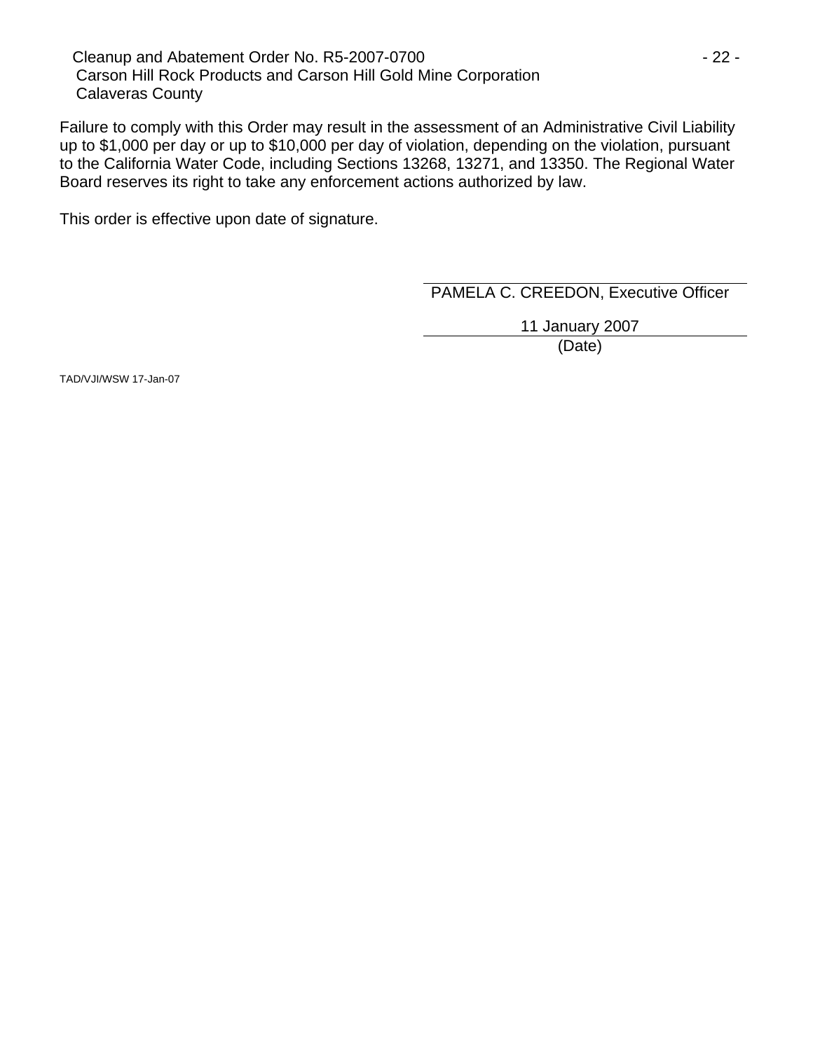Failure to comply with this Order may result in the assessment of an Administrative Civil Liability up to $1,000 per day or up to $10,000 per day of violation, depending on the violation, pursuant to the California Water Code, including Sections 13268, 13271, and 13350. The Regional Water Board reserves its right to take any enforcement actions authorized by law.

This order is effective upon date of signature.

PAMELA C. CREEDON, Executive Officer

11 January 2007
(Date)

TAD/VJI/WSW 17-Jan-07